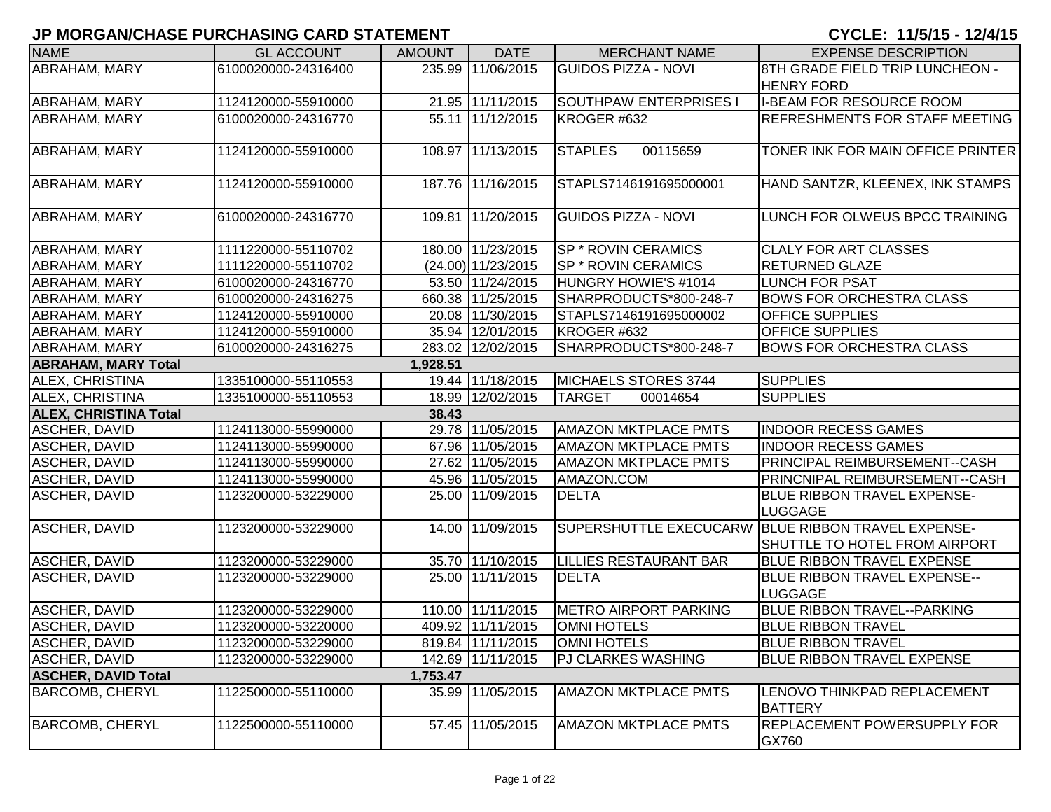# JP MORGAN/CHASE PURCHASING CARD STATEMENT

**CYCLE: 11/5/15 - 12/4/15**

| NAME | GL ACCOUNT | AMOUNT | DATE | MERCHANT NAME | EXPENSE DESCRIPTION |
|---|---|---|---|---|---|
| ABRAHAM, MARY | 6100020000-24316400 | 235.99 | 11/06/2015 | GUIDOS PIZZA - NOVI | 8TH GRADE FIELD TRIP LUNCHEON - HENRY FORD |
| ABRAHAM, MARY | 1124120000-55910000 | 21.95 | 11/11/2015 | SOUTHPAW ENTERPRISES I | I-BEAM FOR RESOURCE ROOM |
| ABRAHAM, MARY | 6100020000-24316770 | 55.11 | 11/12/2015 | KROGER #632 | REFRESHMENTS FOR STAFF MEETING |
| ABRAHAM, MARY | 1124120000-55910000 | 108.97 | 11/13/2015 | STAPLES 00115659 | TONER INK FOR MAIN OFFICE PRINTER |
| ABRAHAM, MARY | 1124120000-55910000 | 187.76 | 11/16/2015 | STAPLS7146191695000001 | HAND SANTZR, KLEENEX, INK STAMPS |
| ABRAHAM, MARY | 6100020000-24316770 | 109.81 | 11/20/2015 | GUIDOS PIZZA - NOVI | LUNCH FOR OLWEUS BPCC TRAINING |
| ABRAHAM, MARY | 1111220000-55110702 | 180.00 | 11/23/2015 | SP * ROVIN CERAMICS | CLALY FOR ART CLASSES |
| ABRAHAM, MARY | 1111220000-55110702 | (24.00) | 11/23/2015 | SP * ROVIN CERAMICS | RETURNED GLAZE |
| ABRAHAM, MARY | 6100020000-24316770 | 53.50 | 11/24/2015 | HUNGRY HOWIE'S #1014 | LUNCH FOR PSAT |
| ABRAHAM, MARY | 6100020000-24316275 | 660.38 | 11/25/2015 | SHARPRODUCTS*800-248-7 | BOWS FOR ORCHESTRA CLASS |
| ABRAHAM, MARY | 1124120000-55910000 | 20.08 | 11/30/2015 | STAPLS7146191695000002 | OFFICE SUPPLIES |
| ABRAHAM, MARY | 1124120000-55910000 | 35.94 | 12/01/2015 | KROGER #632 | OFFICE SUPPLIES |
| ABRAHAM, MARY | 6100020000-24316275 | 283.02 | 12/02/2015 | SHARPRODUCTS*800-248-7 | BOWS FOR ORCHESTRA CLASS |
| **ABRAHAM, MARY Total** | | **1,928.51** | | | |
| ALEX, CHRISTINA | 1335100000-55110553 | 19.44 | 11/18/2015 | MICHAELS STORES 3744 | SUPPLIES |
| ALEX, CHRISTINA | 1335100000-55110553 | 18.99 | 12/02/2015 | TARGET 00014654 | SUPPLIES |
| **ALEX, CHRISTINA Total** | | **38.43** | | | |
| ASCHER, DAVID | 1124113000-55990000 | 29.78 | 11/05/2015 | AMAZON MKTPLACE PMTS | INDOOR RECESS GAMES |
| ASCHER, DAVID | 1124113000-55990000 | 67.96 | 11/05/2015 | AMAZON MKTPLACE PMTS | INDOOR RECESS GAMES |
| ASCHER, DAVID | 1124113000-55990000 | 27.62 | 11/05/2015 | AMAZON MKTPLACE PMTS | PRINCIPAL REIMBURSEMENT--CASH |
| ASCHER, DAVID | 1124113000-55990000 | 45.96 | 11/05/2015 | AMAZON.COM | PRINCNIPAL REIMBURSEMENT--CASH |
| ASCHER, DAVID | 1123200000-53229000 | 25.00 | 11/09/2015 | DELTA | BLUE RIBBON TRAVEL EXPENSE-LUGGAGE |
| ASCHER, DAVID | 1123200000-53229000 | 14.00 | 11/09/2015 | SUPERSHUTTLE EXECUCARW | BLUE RIBBON TRAVEL EXPENSE-SHUTTLE TO HOTEL FROM AIRPORT |
| ASCHER, DAVID | 1123200000-53229000 | 35.70 | 11/10/2015 | LILLIES RESTAURANT BAR | BLUE RIBBON TRAVEL EXPENSE |
| ASCHER, DAVID | 1123200000-53229000 | 25.00 | 11/11/2015 | DELTA | BLUE RIBBON TRAVEL EXPENSE--LUGGAGE |
| ASCHER, DAVID | 1123200000-53229000 | 110.00 | 11/11/2015 | METRO AIRPORT PARKING | BLUE RIBBON TRAVEL--PARKING |
| ASCHER, DAVID | 1123200000-53220000 | 409.92 | 11/11/2015 | OMNI HOTELS | BLUE RIBBON TRAVEL |
| ASCHER, DAVID | 1123200000-53229000 | 819.84 | 11/11/2015 | OMNI HOTELS | BLUE RIBBON TRAVEL |
| ASCHER, DAVID | 1123200000-53229000 | 142.69 | 11/11/2015 | PJ CLARKES WASHING | BLUE RIBBON TRAVEL EXPENSE |
| **ASCHER, DAVID Total** | | **1,753.47** | | | |
| BARCOMB, CHERYL | 1122500000-55110000 | 35.99 | 11/05/2015 | AMAZON MKTPLACE PMTS | LENOVO THINKPAD REPLACEMENT BATTERY |
| BARCOMB, CHERYL | 1122500000-55110000 | 57.45 | 11/05/2015 | AMAZON MKTPLACE PMTS | REPLACEMENT POWERSUPPLY FOR GX760 |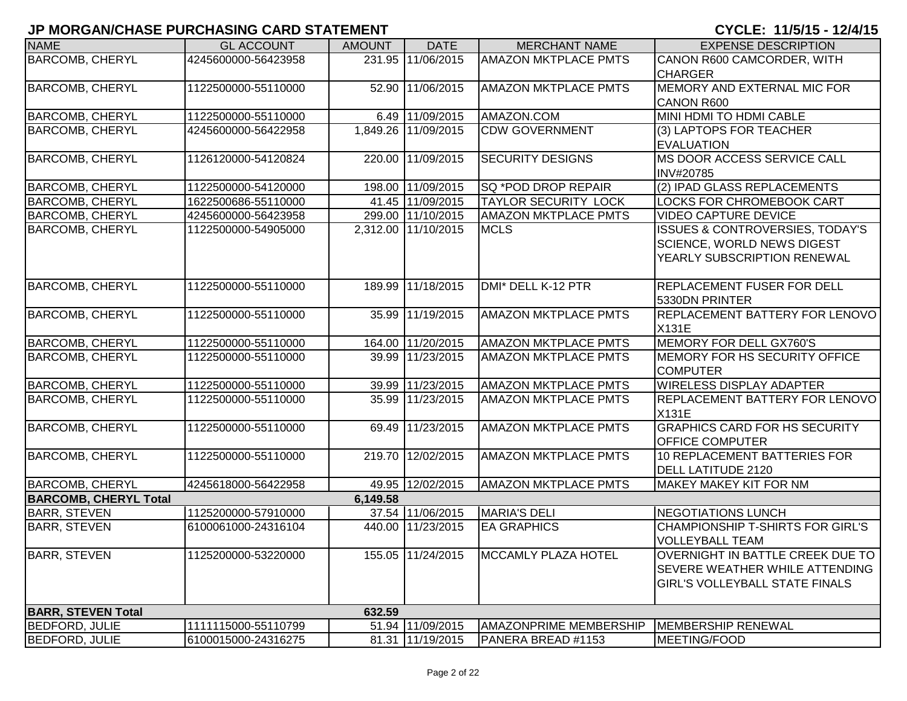## JP MORGAN/CHASE PURCHASING CARD STATEMENT

**CYCLE: 11/5/15 - 12/4/15**

| NAME | GL ACCOUNT | AMOUNT | DATE | MERCHANT NAME | EXPENSE DESCRIPTION |
|---|---|---|---|---|---|
| BARCOMB, CHERYL | 4245600000-56423958 | 231.95 | 11/06/2015 | AMAZON MKTPLACE PMTS | CANON R600 CAMCORDER, WITH CHARGER |
| BARCOMB, CHERYL | 1122500000-55110000 | 52.90 | 11/06/2015 | AMAZON MKTPLACE PMTS | MEMORY AND EXTERNAL MIC FOR CANON R600 |
| BARCOMB, CHERYL | 1122500000-55110000 | 6.49 | 11/09/2015 | AMAZON.COM | MINI HDMI TO HDMI CABLE |
| BARCOMB, CHERYL | 4245600000-56422958 | 1,849.26 | 11/09/2015 | CDW GOVERNMENT | (3) LAPTOPS FOR TEACHER EVALUATION |
| BARCOMB, CHERYL | 1126120000-54120824 | 220.00 | 11/09/2015 | SECURITY DESIGNS | MS DOOR ACCESS SERVICE CALL INV#20785 |
| BARCOMB, CHERYL | 1122500000-54120000 | 198.00 | 11/09/2015 | SQ *POD DROP REPAIR | (2) IPAD GLASS REPLACEMENTS |
| BARCOMB, CHERYL | 1622500686-55110000 | 41.45 | 11/09/2015 | TAYLOR SECURITY LOCK | LOCKS FOR CHROMEBOOK CART |
| BARCOMB, CHERYL | 4245600000-56423958 | 299.00 | 11/10/2015 | AMAZON MKTPLACE PMTS | VIDEO CAPTURE DEVICE |
| BARCOMB, CHERYL | 1122500000-54905000 | 2,312.00 | 11/10/2015 | MCLS | ISSUES & CONTROVERSIES, TODAY'S SCIENCE, WORLD NEWS DIGEST YEARLY SUBSCRIPTION RENEWAL |
| BARCOMB, CHERYL | 1122500000-55110000 | 189.99 | 11/18/2015 | DMI* DELL K-12 PTR | REPLACEMENT FUSER FOR DELL 5330DN PRINTER |
| BARCOMB, CHERYL | 1122500000-55110000 | 35.99 | 11/19/2015 | AMAZON MKTPLACE PMTS | REPLACEMENT BATTERY FOR LENOVO X131E |
| BARCOMB, CHERYL | 1122500000-55110000 | 164.00 | 11/20/2015 | AMAZON MKTPLACE PMTS | MEMORY FOR DELL GX760'S |
| BARCOMB, CHERYL | 1122500000-55110000 | 39.99 | 11/23/2015 | AMAZON MKTPLACE PMTS | MEMORY FOR HS SECURITY OFFICE COMPUTER |
| BARCOMB, CHERYL | 1122500000-55110000 | 39.99 | 11/23/2015 | AMAZON MKTPLACE PMTS | WIRELESS DISPLAY ADAPTER |
| BARCOMB, CHERYL | 1122500000-55110000 | 35.99 | 11/23/2015 | AMAZON MKTPLACE PMTS | REPLACEMENT BATTERY FOR LENOVO X131E |
| BARCOMB, CHERYL | 1122500000-55110000 | 69.49 | 11/23/2015 | AMAZON MKTPLACE PMTS | GRAPHICS CARD FOR HS SECURITY OFFICE COMPUTER |
| BARCOMB, CHERYL | 1122500000-55110000 | 219.70 | 12/02/2015 | AMAZON MKTPLACE PMTS | 10 REPLACEMENT BATTERIES FOR DELL LATITUDE 2120 |
| BARCOMB, CHERYL | 4245618000-56422958 | 49.95 | 12/02/2015 | AMAZON MKTPLACE PMTS | MAKEY MAKEY KIT FOR NM |
| **BARCOMB, CHERYL Total** | | **6,149.58** | | | |
| BARR, STEVEN | 1125200000-57910000 | 37.54 | 11/06/2015 | MARIA'S DELI | NEGOTIATIONS LUNCH |
| BARR, STEVEN | 6100061000-24316104 | 440.00 | 11/23/2015 | EA GRAPHICS | CHAMPIONSHIP T-SHIRTS FOR GIRL'S VOLLEYBALL TEAM |
| BARR, STEVEN | 1125200000-53220000 | 155.05 | 11/24/2015 | MCCAMLY PLAZA HOTEL | OVERNIGHT IN BATTLE CREEK DUE TO SEVERE WEATHER WHILE ATTENDING GIRL'S VOLLEYBALL STATE FINALS |
| **BARR, STEVEN Total** | | **632.59** | | | |
| BEDFORD, JULIE | 1111115000-55110799 | 51.94 | 11/09/2015 | AMAZONPRIME MEMBERSHIP | MEMBERSHIP RENEWAL |
| BEDFORD, JULIE | 6100015000-24316275 | 81.31 | 11/19/2015 | PANERA BREAD #1153 | MEETING/FOOD |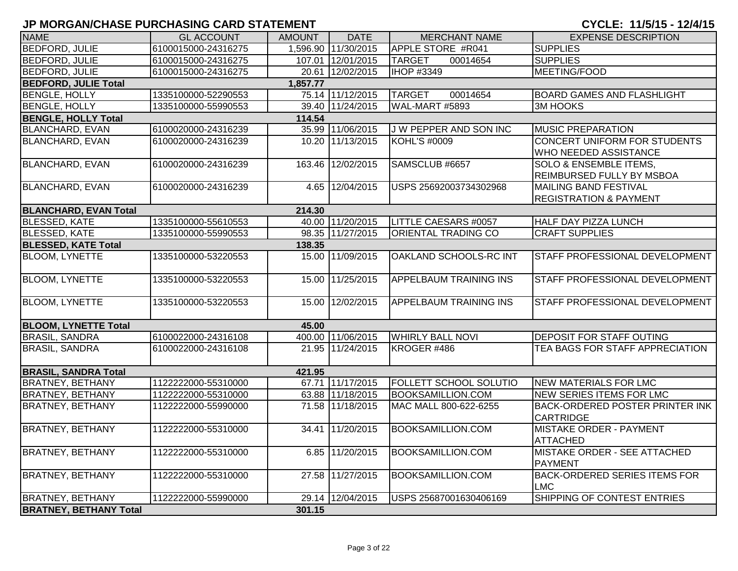# JP MORGAN/CHASE PURCHASING CARD STATEMENT

**CYCLE: 11/5/15 - 12/4/15**

| NAME | GL ACCOUNT | AMOUNT | DATE | MERCHANT NAME | EXPENSE DESCRIPTION |
|---|---|---|---|---|---|
| BEDFORD, JULIE | 6100015000-24316275 | 1,596.90 | 11/30/2015 | APPLE STORE #R041 | SUPPLIES |
| BEDFORD, JULIE | 6100015000-24316275 | 107.01 | 12/01/2015 | TARGET 00014654 | SUPPLIES |
| BEDFORD, JULIE | 6100015000-24316275 | 20.61 | 12/02/2015 | IHOP #3349 | MEETING/FOOD |
| **BEDFORD, JULIE Total** | | **1,857.77** | | | |
| BENGLE, HOLLY | 1335100000-52290553 | 75.14 | 11/12/2015 | TARGET 00014654 | BOARD GAMES AND FLASHLIGHT |
| BENGLE, HOLLY | 1335100000-55990553 | 39.40 | 11/24/2015 | WAL-MART #5893 | 3M HOOKS |
| **BENGLE, HOLLY Total** | | **114.54** | | | |
| BLANCHARD, EVAN | 6100020000-24316239 | 35.99 | 11/06/2015 | J W PEPPER AND SON INC | MUSIC PREPARATION |
| BLANCHARD, EVAN | 6100020000-24316239 | 10.20 | 11/13/2015 | KOHL'S #0009 | CONCERT UNIFORM FOR STUDENTS WHO NEEDED ASSISTANCE |
| BLANCHARD, EVAN | 6100020000-24316239 | 163.46 | 12/02/2015 | SAMSCLUB #6657 | SOLO & ENSEMBLE ITEMS, REIMBURSED FULLY BY MSBOA |
| BLANCHARD, EVAN | 6100020000-24316239 | 4.65 | 12/04/2015 | USPS 25692003734302968 | MAILING BAND FESTIVAL REGISTRATION & PAYMENT |
| **BLANCHARD, EVAN Total** | | **214.30** | | | |
| BLESSED, KATE | 1335100000-55610553 | 40.00 | 11/20/2015 | LITTLE CAESARS #0057 | HALF DAY PIZZA LUNCH |
| BLESSED, KATE | 1335100000-55990553 | 98.35 | 11/27/2015 | ORIENTAL TRADING CO | CRAFT SUPPLIES |
| **BLESSED, KATE Total** | | **138.35** | | | |
| BLOOM, LYNETTE | 1335100000-53220553 | 15.00 | 11/09/2015 | OAKLAND SCHOOLS-RC INT | STAFF PROFESSIONAL DEVELOPMENT |
| BLOOM, LYNETTE | 1335100000-53220553 | 15.00 | 11/25/2015 | APPELBAUM TRAINING INS | STAFF PROFESSIONAL DEVELOPMENT |
| BLOOM, LYNETTE | 1335100000-53220553 | 15.00 | 12/02/2015 | APPELBAUM TRAINING INS | STAFF PROFESSIONAL DEVELOPMENT |
| **BLOOM, LYNETTE Total** | | **45.00** | | | |
| BRASIL, SANDRA | 6100022000-24316108 | 400.00 | 11/06/2015 | WHIRLY BALL NOVI | DEPOSIT FOR STAFF OUTING |
| BRASIL, SANDRA | 6100022000-24316108 | 21.95 | 11/24/2015 | KROGER #486 | TEA BAGS FOR STAFF APPRECIATION |
| **BRASIL, SANDRA Total** | | **421.95** | | | |
| BRATNEY, BETHANY | 1122222000-55310000 | 67.71 | 11/17/2015 | FOLLETT SCHOOL SOLUTIO | NEW MATERIALS FOR LMC |
| BRATNEY, BETHANY | 1122222000-55310000 | 63.88 | 11/18/2015 | BOOKSAMILLION.COM | NEW SERIES ITEMS FOR LMC |
| BRATNEY, BETHANY | 1122222000-55990000 | 71.58 | 11/18/2015 | MAC MALL 800-622-6255 | BACK-ORDERED POSTER PRINTER INK CARTRIDGE |
| BRATNEY, BETHANY | 1122222000-55310000 | 34.41 | 11/20/2015 | BOOKSAMILLION.COM | MISTAKE ORDER - PAYMENT ATTACHED |
| BRATNEY, BETHANY | 1122222000-55310000 | 6.85 | 11/20/2015 | BOOKSAMILLION.COM | MISTAKE ORDER - SEE ATTACHED PAYMENT |
| BRATNEY, BETHANY | 1122222000-55310000 | 27.58 | 11/27/2015 | BOOKSAMILLION.COM | BACK-ORDERED SERIES ITEMS FOR LMC |
| BRATNEY, BETHANY | 1122222000-55990000 | 29.14 | 12/04/2015 | USPS 25687001630406169 | SHIPPING OF CONTEST ENTRIES |
| **BRATNEY, BETHANY Total** | | **301.15** | | | |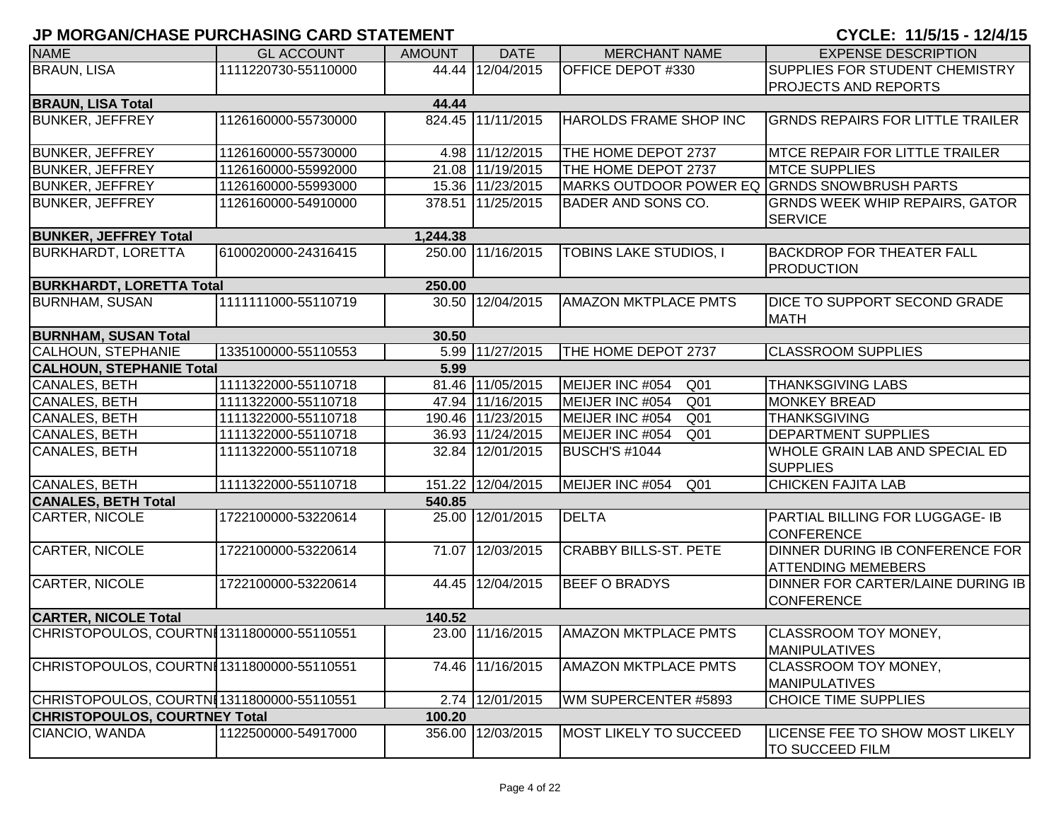## JP MORGAN/CHASE PURCHASING CARD STATEMENT

**CYCLE: 11/5/15 - 12/4/15**

| NAME | GL ACCOUNT | AMOUNT | DATE | MERCHANT NAME | EXPENSE DESCRIPTION |
|---|---|---|---|---|---|
| BRAUN, LISA | 1111220730-55110000 | 44.44 | 12/04/2015 | OFFICE DEPOT #330 | SUPPLIES FOR STUDENT CHEMISTRY PROJECTS AND REPORTS |
| **BRAUN, LISA Total** | | **44.44** | | | |
| BUNKER, JEFFREY | 1126160000-55730000 | 824.45 | 11/11/2015 | HAROLDS FRAME SHOP INC | GRNDS REPAIRS FOR LITTLE TRAILER |
| BUNKER, JEFFREY | 1126160000-55730000 | 4.98 | 11/12/2015 | THE HOME DEPOT 2737 | MTCE REPAIR FOR LITTLE TRAILER |
| BUNKER, JEFFREY | 1126160000-55992000 | 21.08 | 11/19/2015 | THE HOME DEPOT 2737 | MTCE SUPPLIES |
| BUNKER, JEFFREY | 1126160000-55993000 | 15.36 | 11/23/2015 | MARKS OUTDOOR POWER EQ | GRNDS SNOWBRUSH PARTS |
| BUNKER, JEFFREY | 1126160000-54910000 | 378.51 | 11/25/2015 | BADER AND SONS CO. | GRNDS WEEK WHIP REPAIRS, GATOR SERVICE |
| **BUNKER, JEFFREY Total** | | **1,244.38** | | | |
| BURKHARDT, LORETTA | 6100020000-24316415 | 250.00 | 11/16/2015 | TOBINS LAKE STUDIOS, I | BACKDROP FOR THEATER FALL PRODUCTION |
| **BURKHARDT, LORETTA Total** | | **250.00** | | | |
| BURNHAM, SUSAN | 1111111000-55110719 | 30.50 | 12/04/2015 | AMAZON MKTPLACE PMTS | DICE TO SUPPORT SECOND GRADE MATH |
| **BURNHAM, SUSAN Total** | | **30.50** | | | |
| CALHOUN, STEPHANIE | 1335100000-55110553 | 5.99 | 11/27/2015 | THE HOME DEPOT 2737 | CLASSROOM SUPPLIES |
| **CALHOUN, STEPHANIE Total** | | **5.99** | | | |
| CANALES, BETH | 1111322000-55110718 | 81.46 | 11/05/2015 | MEIJER INC #054 Q01 | THANKSGIVING LABS |
| CANALES, BETH | 1111322000-55110718 | 47.94 | 11/16/2015 | MEIJER INC #054 Q01 | MONKEY BREAD |
| CANALES, BETH | 1111322000-55110718 | 190.46 | 11/23/2015 | MEIJER INC #054 Q01 | THANKSGIVING |
| CANALES, BETH | 1111322000-55110718 | 36.93 | 11/24/2015 | MEIJER INC #054 Q01 | DEPARTMENT SUPPLIES |
| CANALES, BETH | 1111322000-55110718 | 32.84 | 12/01/2015 | BUSCH'S #1044 | WHOLE GRAIN LAB AND SPECIAL ED SUPPLIES |
| CANALES, BETH | 1111322000-55110718 | 151.22 | 12/04/2015 | MEIJER INC #054 Q01 | CHICKEN FAJITA LAB |
| **CANALES, BETH Total** | | **540.85** | | | |
| CARTER, NICOLE | 1722100000-53220614 | 25.00 | 12/01/2015 | DELTA | PARTIAL BILLING FOR LUGGAGE- IB CONFERENCE |
| CARTER, NICOLE | 1722100000-53220614 | 71.07 | 12/03/2015 | CRABBY BILLS-ST. PETE | DINNER DURING IB CONFERENCE FOR ATTENDING MEMEBERS |
| CARTER, NICOLE | 1722100000-53220614 | 44.45 | 12/04/2015 | BEEF O BRADYS | DINNER FOR CARTER/LAINE DURING IB CONFERENCE |
| **CARTER, NICOLE Total** | | **140.52** | | | |
| CHRISTOPOULOS, COURTNI | 1311800000-55110551 | 23.00 | 11/16/2015 | AMAZON MKTPLACE PMTS | CLASSROOM TOY MONEY, MANIPULATIVES |
| CHRISTOPOULOS, COURTNI | 1311800000-55110551 | 74.46 | 11/16/2015 | AMAZON MKTPLACE PMTS | CLASSROOM TOY MONEY, MANIPULATIVES |
| CHRISTOPOULOS, COURTNI | 1311800000-55110551 | 2.74 | 12/01/2015 | WM SUPERCENTER #5893 | CHOICE TIME SUPPLIES |
| **CHRISTOPOULOS, COURTNEY Total** | | **100.20** | | | |
| CIANCIO, WANDA | 1122500000-54917000 | 356.00 | 12/03/2015 | MOST LIKELY TO SUCCEED | LICENSE FEE TO SHOW MOST LIKELY TO SUCCEED FILM |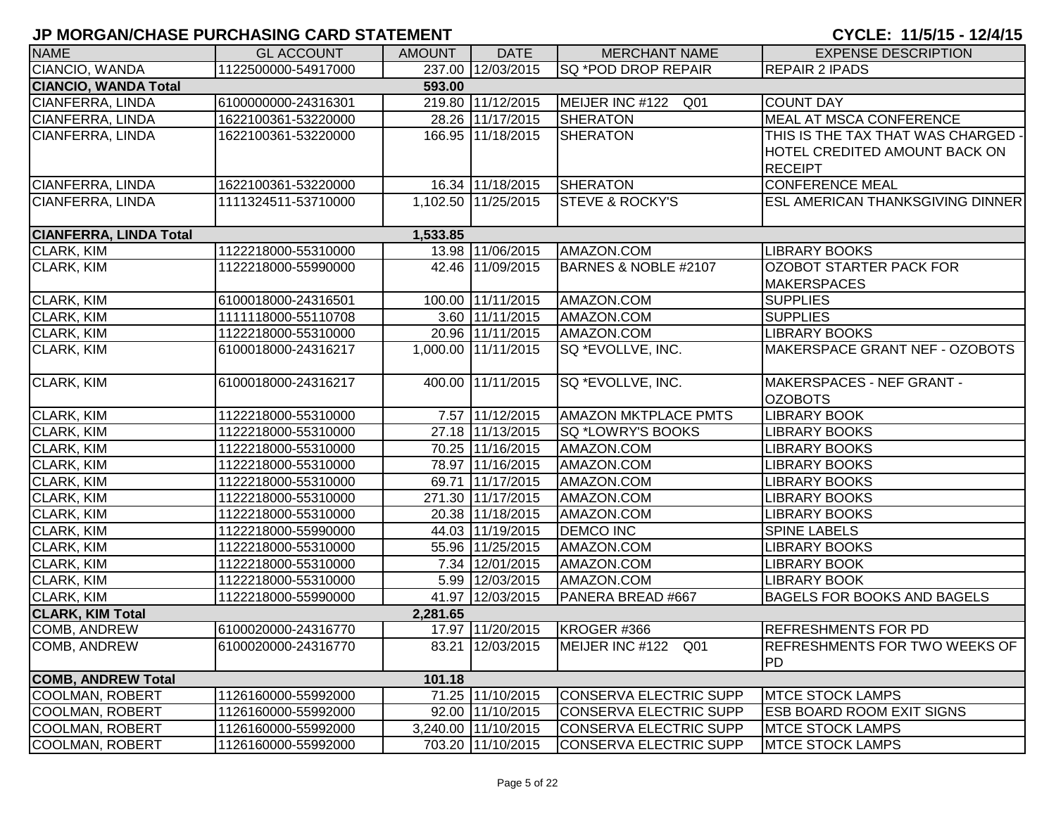## JP MORGAN/CHASE PURCHASING CARD STATEMENT

**CYCLE: 11/5/15 - 12/4/15**

| NAME | GL ACCOUNT | AMOUNT | DATE | MERCHANT NAME | EXPENSE DESCRIPTION |
|---|---|---|---|---|---|
| CIANCIO, WANDA | 1122500000-54917000 | 237.00 | 12/03/2015 | SQ *POD DROP REPAIR | REPAIR 2 IPADS |
| **CIANCIO, WANDA Total** | | **593.00** | | | |
| CIANFERRA, LINDA | 6100000000-24316301 | 219.80 | 11/12/2015 | MEIJER INC #122 Q01 | COUNT DAY |
| CIANFERRA, LINDA | 1622100361-53220000 | 28.26 | 11/17/2015 | SHERATON | MEAL AT MSCA CONFERENCE |
| CIANFERRA, LINDA | 1622100361-53220000 | 166.95 | 11/18/2015 | SHERATON | THIS IS THE TAX THAT WAS CHARGED - HOTEL CREDITED AMOUNT BACK ON RECEIPT |
| CIANFERRA, LINDA | 1622100361-53220000 | 16.34 | 11/18/2015 | SHERATON | CONFERENCE MEAL |
| CIANFERRA, LINDA | 1111324511-53710000 | 1,102.50 | 11/25/2015 | STEVE & ROCKY'S | ESL AMERICAN THANKSGIVING DINNER |
| **CIANFERRA, LINDA Total** | | **1,533.85** | | | |
| CLARK, KIM | 1122218000-55310000 | 13.98 | 11/06/2015 | AMAZON.COM | LIBRARY BOOKS |
| CLARK, KIM | 1122218000-55990000 | 42.46 | 11/09/2015 | BARNES & NOBLE #2107 | OZOBOT STARTER PACK FOR MAKERSPACES |
| CLARK, KIM | 6100018000-24316501 | 100.00 | 11/11/2015 | AMAZON.COM | SUPPLIES |
| CLARK, KIM | 1111118000-55110708 | 3.60 | 11/11/2015 | AMAZON.COM | SUPPLIES |
| CLARK, KIM | 1122218000-55310000 | 20.96 | 11/11/2015 | AMAZON.COM | LIBRARY BOOKS |
| CLARK, KIM | 6100018000-24316217 | 1,000.00 | 11/11/2015 | SQ *EVOLLVE, INC. | MAKERSPACE GRANT NEF - OZOBOTS |
| CLARK, KIM | 6100018000-24316217 | 400.00 | 11/11/2015 | SQ *EVOLLVE, INC. | MAKERSPACES - NEF GRANT - OZOBOTS |
| CLARK, KIM | 1122218000-55310000 | 7.57 | 11/12/2015 | AMAZON MKTPLACE PMTS | LIBRARY BOOK |
| CLARK, KIM | 1122218000-55310000 | 27.18 | 11/13/2015 | SQ *LOWRY'S BOOKS | LIBRARY BOOKS |
| CLARK, KIM | 1122218000-55310000 | 70.25 | 11/16/2015 | AMAZON.COM | LIBRARY BOOKS |
| CLARK, KIM | 1122218000-55310000 | 78.97 | 11/16/2015 | AMAZON.COM | LIBRARY BOOKS |
| CLARK, KIM | 1122218000-55310000 | 69.71 | 11/17/2015 | AMAZON.COM | LIBRARY BOOKS |
| CLARK, KIM | 1122218000-55310000 | 271.30 | 11/17/2015 | AMAZON.COM | LIBRARY BOOKS |
| CLARK, KIM | 1122218000-55310000 | 20.38 | 11/18/2015 | AMAZON.COM | LIBRARY BOOKS |
| CLARK, KIM | 1122218000-55990000 | 44.03 | 11/19/2015 | DEMCO INC | SPINE LABELS |
| CLARK, KIM | 1122218000-55310000 | 55.96 | 11/25/2015 | AMAZON.COM | LIBRARY BOOKS |
| CLARK, KIM | 1122218000-55310000 | 7.34 | 12/01/2015 | AMAZON.COM | LIBRARY BOOK |
| CLARK, KIM | 1122218000-55310000 | 5.99 | 12/03/2015 | AMAZON.COM | LIBRARY BOOK |
| CLARK, KIM | 1122218000-55990000 | 41.97 | 12/03/2015 | PANERA BREAD #667 | BAGELS FOR BOOKS AND BAGELS |
| **CLARK, KIM Total** | | **2,281.65** | | | |
| COMB, ANDREW | 6100020000-24316770 | 17.97 | 11/20/2015 | KROGER #366 | REFRESHMENTS FOR PD |
| COMB, ANDREW | 6100020000-24316770 | 83.21 | 12/03/2015 | MEIJER INC #122 Q01 | REFRESHMENTS FOR TWO WEEKS OF PD |
| **COMB, ANDREW Total** | | **101.18** | | | |
| COOLMAN, ROBERT | 1126160000-55992000 | 71.25 | 11/10/2015 | CONSERVA ELECTRIC SUPP | MTCE STOCK LAMPS |
| COOLMAN, ROBERT | 1126160000-55992000 | 92.00 | 11/10/2015 | CONSERVA ELECTRIC SUPP | ESB BOARD ROOM EXIT SIGNS |
| COOLMAN, ROBERT | 1126160000-55992000 | 3,240.00 | 11/10/2015 | CONSERVA ELECTRIC SUPP | MTCE STOCK LAMPS |
| COOLMAN, ROBERT | 1126160000-55992000 | 703.20 | 11/10/2015 | CONSERVA ELECTRIC SUPP | MTCE STOCK LAMPS |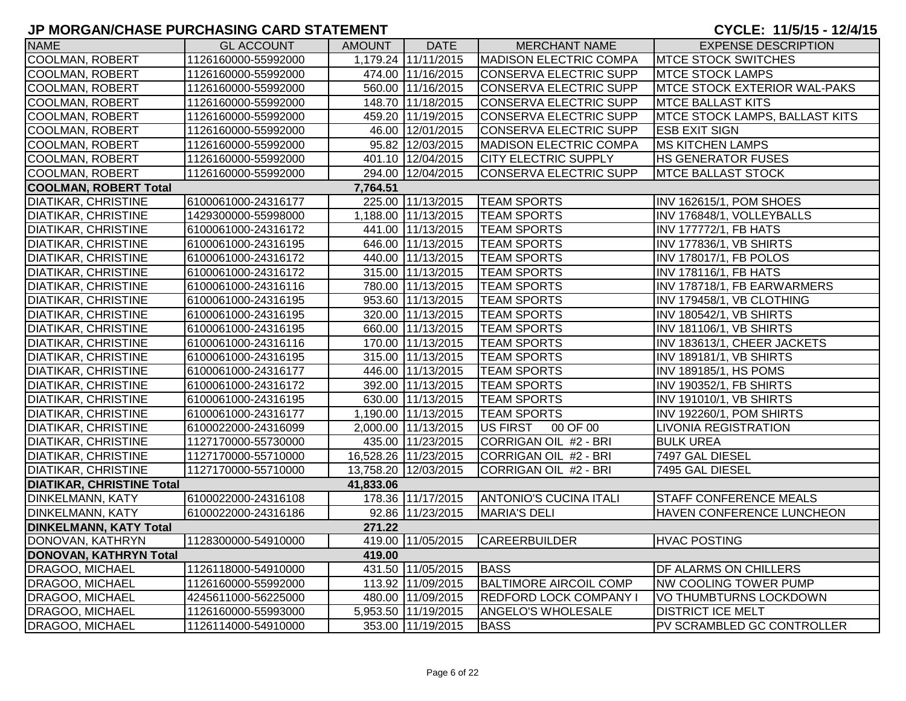## JP MORGAN/CHASE PURCHASING CARD STATEMENT

**CYCLE: 11/5/15 - 12/4/15**

| NAME | GL ACCOUNT | AMOUNT | DATE | MERCHANT NAME | EXPENSE DESCRIPTION |
|---|---|---|---|---|---|
| COOLMAN, ROBERT | 1126160000-55992000 | 1,179.24 | 11/11/2015 | MADISON ELECTRIC COMPA | MTCE STOCK SWITCHES |
| COOLMAN, ROBERT | 1126160000-55992000 | 474.00 | 11/16/2015 | CONSERVA ELECTRIC SUPP | MTCE STOCK LAMPS |
| COOLMAN, ROBERT | 1126160000-55992000 | 560.00 | 11/16/2015 | CONSERVA ELECTRIC SUPP | MTCE STOCK EXTERIOR WAL-PAKS |
| COOLMAN, ROBERT | 1126160000-55992000 | 148.70 | 11/18/2015 | CONSERVA ELECTRIC SUPP | MTCE BALLAST KITS |
| COOLMAN, ROBERT | 1126160000-55992000 | 459.20 | 11/19/2015 | CONSERVA ELECTRIC SUPP | MTCE STOCK LAMPS, BALLAST KITS |
| COOLMAN, ROBERT | 1126160000-55992000 | 46.00 | 12/01/2015 | CONSERVA ELECTRIC SUPP | ESB EXIT SIGN |
| COOLMAN, ROBERT | 1126160000-55992000 | 95.82 | 12/03/2015 | MADISON ELECTRIC COMPA | MS KITCHEN LAMPS |
| COOLMAN, ROBERT | 1126160000-55992000 | 401.10 | 12/04/2015 | CITY ELECTRIC SUPPLY | HS GENERATOR FUSES |
| COOLMAN, ROBERT | 1126160000-55992000 | 294.00 | 12/04/2015 | CONSERVA ELECTRIC SUPP | MTCE BALLAST STOCK |
| **COOLMAN, ROBERT Total** | | **7,764.51** | | | |
| DIATIKAR, CHRISTINE | 6100061000-24316177 | 225.00 | 11/13/2015 | TEAM SPORTS | INV 162615/1, POM SHOES |
| DIATIKAR, CHRISTINE | 1429300000-55998000 | 1,188.00 | 11/13/2015 | TEAM SPORTS | INV 176848/1, VOLLEYBALLS |
| DIATIKAR, CHRISTINE | 6100061000-24316172 | 441.00 | 11/13/2015 | TEAM SPORTS | INV 177772/1, FB HATS |
| DIATIKAR, CHRISTINE | 6100061000-24316195 | 646.00 | 11/13/2015 | TEAM SPORTS | INV 177836/1, VB SHIRTS |
| DIATIKAR, CHRISTINE | 6100061000-24316172 | 440.00 | 11/13/2015 | TEAM SPORTS | INV 178017/1, FB POLOS |
| DIATIKAR, CHRISTINE | 6100061000-24316172 | 315.00 | 11/13/2015 | TEAM SPORTS | INV 178116/1, FB HATS |
| DIATIKAR, CHRISTINE | 6100061000-24316116 | 780.00 | 11/13/2015 | TEAM SPORTS | INV 178718/1, FB EARWARMERS |
| DIATIKAR, CHRISTINE | 6100061000-24316195 | 953.60 | 11/13/2015 | TEAM SPORTS | INV 179458/1, VB CLOTHING |
| DIATIKAR, CHRISTINE | 6100061000-24316195 | 320.00 | 11/13/2015 | TEAM SPORTS | INV 180542/1, VB SHIRTS |
| DIATIKAR, CHRISTINE | 6100061000-24316195 | 660.00 | 11/13/2015 | TEAM SPORTS | INV 181106/1, VB SHIRTS |
| DIATIKAR, CHRISTINE | 6100061000-24316116 | 170.00 | 11/13/2015 | TEAM SPORTS | INV 183613/1, CHEER JACKETS |
| DIATIKAR, CHRISTINE | 6100061000-24316195 | 315.00 | 11/13/2015 | TEAM SPORTS | INV 189181/1, VB SHIRTS |
| DIATIKAR, CHRISTINE | 6100061000-24316177 | 446.00 | 11/13/2015 | TEAM SPORTS | INV 189185/1, HS POMS |
| DIATIKAR, CHRISTINE | 6100061000-24316172 | 392.00 | 11/13/2015 | TEAM SPORTS | INV 190352/1, FB SHIRTS |
| DIATIKAR, CHRISTINE | 6100061000-24316195 | 630.00 | 11/13/2015 | TEAM SPORTS | INV 191010/1, VB SHIRTS |
| DIATIKAR, CHRISTINE | 6100061000-24316177 | 1,190.00 | 11/13/2015 | TEAM SPORTS | INV 192260/1, POM SHIRTS |
| DIATIKAR, CHRISTINE | 6100022000-24316099 | 2,000.00 | 11/13/2015 | US FIRST 00 OF 00 | LIVONIA REGISTRATION |
| DIATIKAR, CHRISTINE | 1127170000-55730000 | 435.00 | 11/23/2015 | CORRIGAN OIL #2 - BRI | BULK UREA |
| DIATIKAR, CHRISTINE | 1127170000-55710000 | 16,528.26 | 11/23/2015 | CORRIGAN OIL #2 - BRI | 7497 GAL DIESEL |
| DIATIKAR, CHRISTINE | 1127170000-55710000 | 13,758.20 | 12/03/2015 | CORRIGAN OIL #2 - BRI | 7495 GAL DIESEL |
| **DIATIKAR, CHRISTINE Total** | | **41,833.06** | | | |
| DINKELMANN, KATY | 6100022000-24316108 | 178.36 | 11/17/2015 | ANTONIO'S CUCINA ITALI | STAFF CONFERENCE MEALS |
| DINKELMANN, KATY | 6100022000-24316186 | 92.86 | 11/23/2015 | MARIA'S DELI | HAVEN CONFERENCE LUNCHEON |
| **DINKELMANN, KATY Total** | | **271.22** | | | |
| DONOVAN, KATHRYN | 1128300000-54910000 | 419.00 | 11/05/2015 | CAREERBUILDER | HVAC POSTING |
| **DONOVAN, KATHRYN Total** | | **419.00** | | | |
| DRAGOO, MICHAEL | 1126118000-54910000 | 431.50 | 11/05/2015 | BASS | DF ALARMS ON CHILLERS |
| DRAGOO, MICHAEL | 1126160000-55992000 | 113.92 | 11/09/2015 | BALTIMORE AIRCOIL COMP | NW COOLING TOWER PUMP |
| DRAGOO, MICHAEL | 4245611000-56225000 | 480.00 | 11/09/2015 | REDFORD LOCK COMPANY I | VO THUMBTURNS LOCKDOWN |
| DRAGOO, MICHAEL | 1126160000-55993000 | 5,953.50 | 11/19/2015 | ANGELO'S WHOLESALE | DISTRICT ICE MELT |
| DRAGOO, MICHAEL | 1126114000-54910000 | 353.00 | 11/19/2015 | BASS | PV SCRAMBLED GC CONTROLLER |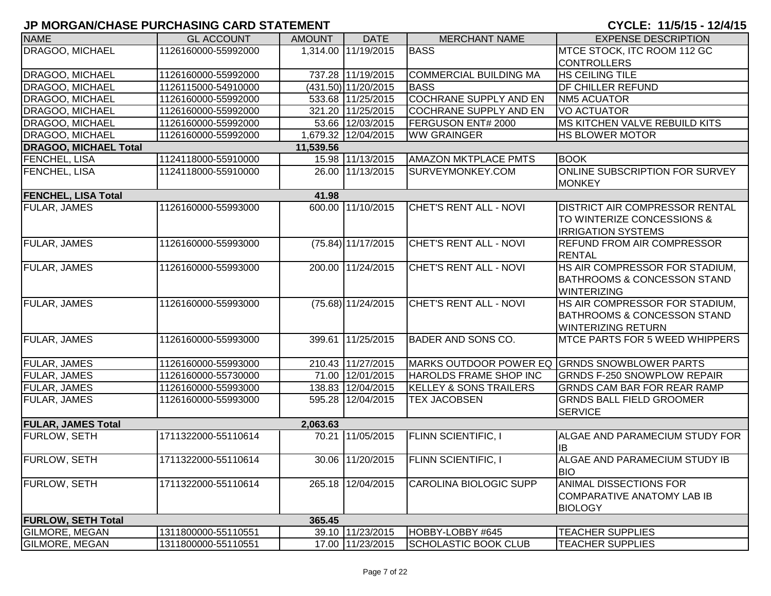# JP MORGAN/CHASE PURCHASING CARD STATEMENT

**CYCLE: 11/5/15 - 12/4/15**

| NAME | GL ACCOUNT | AMOUNT | DATE | MERCHANT NAME | EXPENSE DESCRIPTION |
|---|---|---|---|---|---|
| DRAGOO, MICHAEL | 1126160000-55992000 | 1,314.00 | 11/19/2015 | BASS | MTCE STOCK, ITC ROOM 112 GC CONTROLLERS |
| DRAGOO, MICHAEL | 1126160000-55992000 | 737.28 | 11/19/2015 | COMMERCIAL BUILDING MA | HS CEILING TILE |
| DRAGOO, MICHAEL | 1126115000-54910000 | (431.50) | 11/20/2015 | BASS | DF CHILLER REFUND |
| DRAGOO, MICHAEL | 1126160000-55992000 | 533.68 | 11/25/2015 | COCHRANE SUPPLY AND EN | NM5 ACUATOR |
| DRAGOO, MICHAEL | 1126160000-55992000 | 321.20 | 11/25/2015 | COCHRANE SUPPLY AND EN | VO ACTUATOR |
| DRAGOO, MICHAEL | 1126160000-55992000 | 53.66 | 12/03/2015 | FERGUSON ENT# 2000 | MS KITCHEN VALVE REBUILD KITS |
| DRAGOO, MICHAEL | 1126160000-55992000 | 1,679.32 | 12/04/2015 | WW GRAINGER | HS BLOWER MOTOR |
| **DRAGOO, MICHAEL Total** | | **11,539.56** | | | |
| FENCHEL, LISA | 1124118000-55910000 | 15.98 | 11/13/2015 | AMAZON MKTPLACE PMTS | BOOK |
| FENCHEL, LISA | 1124118000-55910000 | 26.00 | 11/13/2015 | SURVEYMONKEY.COM | ONLINE SUBSCRIPTION FOR SURVEY MONKEY |
| **FENCHEL, LISA Total** | | **41.98** | | | |
| FULAR, JAMES | 1126160000-55993000 | 600.00 | 11/10/2015 | CHET'S RENT ALL - NOVI | DISTRICT AIR COMPRESSOR RENTAL TO WINTERIZE CONCESSIONS & IRRIGATION SYSTEMS |
| FULAR, JAMES | 1126160000-55993000 | (75.84) | 11/17/2015 | CHET'S RENT ALL - NOVI | REFUND FROM AIR COMPRESSOR RENTAL |
| FULAR, JAMES | 1126160000-55993000 | 200.00 | 11/24/2015 | CHET'S RENT ALL - NOVI | HS AIR COMPRESSOR FOR STADIUM, BATHROOMS & CONCESSON STAND WINTERIZING |
| FULAR, JAMES | 1126160000-55993000 | (75.68) | 11/24/2015 | CHET'S RENT ALL - NOVI | HS AIR COMPRESSOR FOR STADIUM, BATHROOMS & CONCESSON STAND WINTERIZING RETURN |
| FULAR, JAMES | 1126160000-55993000 | 399.61 | 11/25/2015 | BADER AND SONS CO. | MTCE PARTS FOR 5 WEED WHIPPERS |
| FULAR, JAMES | 1126160000-55993000 | 210.43 | 11/27/2015 | MARKS OUTDOOR POWER EQ | GRNDS SNOWBLOWER PARTS |
| FULAR, JAMES | 1126160000-55730000 | 71.00 | 12/01/2015 | HAROLDS FRAME SHOP INC | GRNDS F-250 SNOWPLOW REPAIR |
| FULAR, JAMES | 1126160000-55993000 | 138.83 | 12/04/2015 | KELLEY & SONS TRAILERS | GRNDS CAM BAR FOR REAR RAMP |
| FULAR, JAMES | 1126160000-55993000 | 595.28 | 12/04/2015 | TEX JACOBSEN | GRNDS BALL FIELD GROOMER SERVICE |
| **FULAR, JAMES Total** | | **2,063.63** | | | |
| FURLOW, SETH | 1711322000-55110614 | 70.21 | 11/05/2015 | FLINN SCIENTIFIC, I | ALGAE AND PARAMECIUM STUDY FOR IB |
| FURLOW, SETH | 1711322000-55110614 | 30.06 | 11/20/2015 | FLINN SCIENTIFIC, I | ALGAE AND PARAMECIUM STUDY IB BIO |
| FURLOW, SETH | 1711322000-55110614 | 265.18 | 12/04/2015 | CAROLINA BIOLOGIC SUPP | ANIMAL DISSECTIONS FOR COMPARATIVE ANATOMY LAB IB BIOLOGY |
| **FURLOW, SETH Total** | | **365.45** | | | |
| GILMORE, MEGAN | 1311800000-55110551 | 39.10 | 11/23/2015 | HOBBY-LOBBY #645 | TEACHER SUPPLIES |
| GILMORE, MEGAN | 1311800000-55110551 | 17.00 | 11/23/2015 | SCHOLASTIC BOOK CLUB | TEACHER SUPPLIES |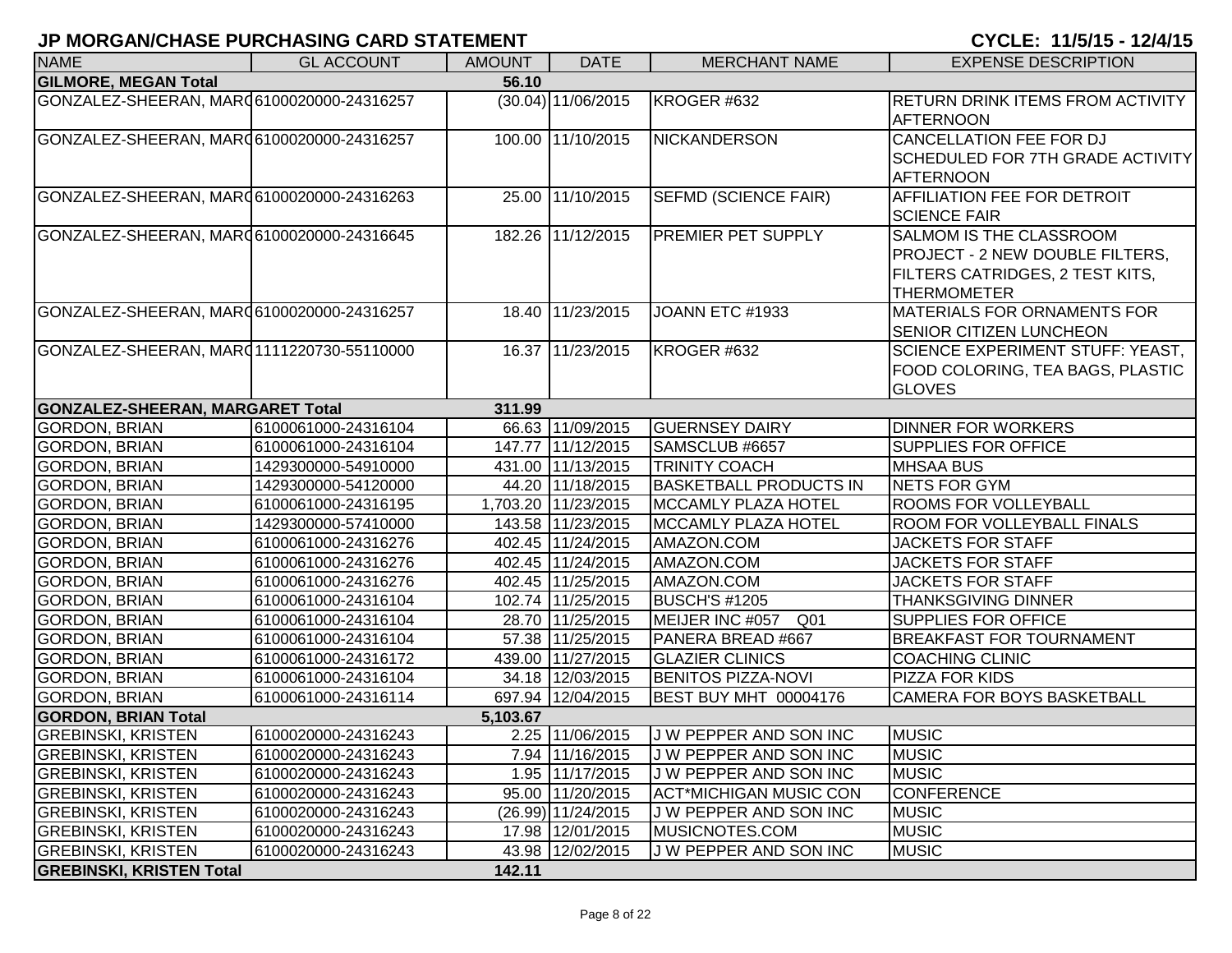## JP MORGAN/CHASE PURCHASING CARD STATEMENT

**CYCLE: 11/5/15 - 12/4/15**

| NAME | GL ACCOUNT | AMOUNT | DATE | MERCHANT NAME | EXPENSE DESCRIPTION |
|---|---|---|---|---|---|
| **GILMORE, MEGAN Total** | | **56.10** | | | |
| GONZALEZ-SHEERAN, MARG | 6100020000-24316257 | (30.04) | 11/06/2015 | KROGER #632 | RETURN DRINK ITEMS FROM ACTIVITY AFTERNOON |
| GONZALEZ-SHEERAN, MARG | 6100020000-24316257 | 100.00 | 11/10/2015 | NICKANDERSON | CANCELLATION FEE FOR DJ SCHEDULED FOR 7TH GRADE ACTIVITY AFTERNOON |
| GONZALEZ-SHEERAN, MARG | 6100020000-24316263 | 25.00 | 11/10/2015 | SEFMD (SCIENCE FAIR) | AFFILIATION FEE FOR DETROIT SCIENCE FAIR |
| GONZALEZ-SHEERAN, MARG | 6100020000-24316645 | 182.26 | 11/12/2015 | PREMIER PET SUPPLY | SALMOM IS THE CLASSROOM PROJECT - 2 NEW DOUBLE FILTERS, FILTERS CATRIDGES, 2 TEST KITS, THERMOMETER |
| GONZALEZ-SHEERAN, MARG | 6100020000-24316257 | 18.40 | 11/23/2015 | JOANN ETC #1933 | MATERIALS FOR ORNAMENTS FOR SENIOR CITIZEN LUNCHEON |
| GONZALEZ-SHEERAN, MARG | 1111220730-55110000 | 16.37 | 11/23/2015 | KROGER #632 | SCIENCE EXPERIMENT STUFF: YEAST, FOOD COLORING, TEA BAGS, PLASTIC GLOVES |
| **GONZALEZ-SHEERAN, MARGARET Total** | | **311.99** | | | |
| GORDON, BRIAN | 6100061000-24316104 | 66.63 | 11/09/2015 | GUERNSEY DAIRY | DINNER FOR WORKERS |
| GORDON, BRIAN | 6100061000-24316104 | 147.77 | 11/12/2015 | SAMSCLUB #6657 | SUPPLIES FOR OFFICE |
| GORDON, BRIAN | 1429300000-54910000 | 431.00 | 11/13/2015 | TRINITY COACH | MHSAA BUS |
| GORDON, BRIAN | 1429300000-54120000 | 44.20 | 11/18/2015 | BASKETBALL PRODUCTS IN | NETS FOR GYM |
| GORDON, BRIAN | 6100061000-24316195 | 1,703.20 | 11/23/2015 | MCCAMLY PLAZA HOTEL | ROOMS FOR VOLLEYBALL |
| GORDON, BRIAN | 1429300000-57410000 | 143.58 | 11/23/2015 | MCCAMLY PLAZA HOTEL | ROOM FOR VOLLEYBALL FINALS |
| GORDON, BRIAN | 6100061000-24316276 | 402.45 | 11/24/2015 | AMAZON.COM | JACKETS FOR STAFF |
| GORDON, BRIAN | 6100061000-24316276 | 402.45 | 11/24/2015 | AMAZON.COM | JACKETS FOR STAFF |
| GORDON, BRIAN | 6100061000-24316276 | 402.45 | 11/25/2015 | AMAZON.COM | JACKETS FOR STAFF |
| GORDON, BRIAN | 6100061000-24316104 | 102.74 | 11/25/2015 | BUSCH'S #1205 | THANKSGIVING DINNER |
| GORDON, BRIAN | 6100061000-24316104 | 28.70 | 11/25/2015 | MEIJER INC #057 Q01 | SUPPLIES FOR OFFICE |
| GORDON, BRIAN | 6100061000-24316104 | 57.38 | 11/25/2015 | PANERA BREAD #667 | BREAKFAST FOR TOURNAMENT |
| GORDON, BRIAN | 6100061000-24316172 | 439.00 | 11/27/2015 | GLAZIER CLINICS | COACHING CLINIC |
| GORDON, BRIAN | 6100061000-24316104 | 34.18 | 12/03/2015 | BENITOS PIZZA-NOVI | PIZZA FOR KIDS |
| GORDON, BRIAN | 6100061000-24316114 | 697.94 | 12/04/2015 | BEST BUY MHT 00004176 | CAMERA FOR BOYS BASKETBALL |
| **GORDON, BRIAN Total** | | **5,103.67** | | | |
| GREBINSKI, KRISTEN | 6100020000-24316243 | 2.25 | 11/06/2015 | J W PEPPER AND SON INC | MUSIC |
| GREBINSKI, KRISTEN | 6100020000-24316243 | 7.94 | 11/16/2015 | J W PEPPER AND SON INC | MUSIC |
| GREBINSKI, KRISTEN | 6100020000-24316243 | 1.95 | 11/17/2015 | J W PEPPER AND SON INC | MUSIC |
| GREBINSKI, KRISTEN | 6100020000-24316243 | 95.00 | 11/20/2015 | ACT*MICHIGAN MUSIC CON | CONFERENCE |
| GREBINSKI, KRISTEN | 6100020000-24316243 | (26.99) | 11/24/2015 | J W PEPPER AND SON INC | MUSIC |
| GREBINSKI, KRISTEN | 6100020000-24316243 | 17.98 | 12/01/2015 | MUSICNOTES.COM | MUSIC |
| GREBINSKI, KRISTEN | 6100020000-24316243 | 43.98 | 12/02/2015 | J W PEPPER AND SON INC | MUSIC |
| **GREBINSKI, KRISTEN Total** | | **142.11** | | | |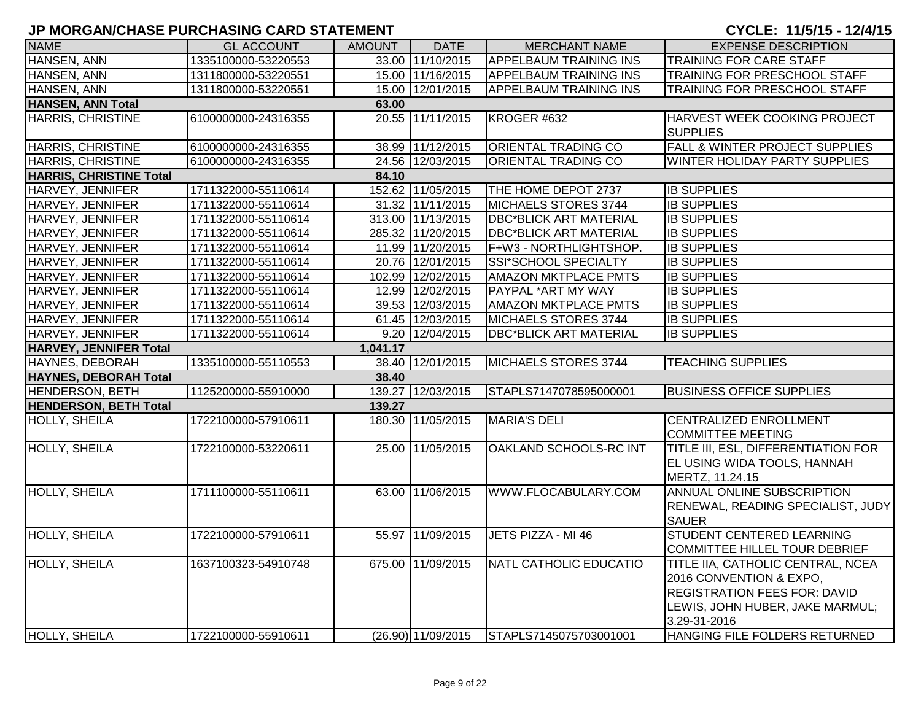## JP MORGAN/CHASE PURCHASING CARD STATEMENT

**CYCLE: 11/5/15 - 12/4/15**

| NAME | GL ACCOUNT | AMOUNT | DATE | MERCHANT NAME | EXPENSE DESCRIPTION |
|---|---|---|---|---|---|
| HANSEN, ANN | 1335100000-53220553 | 33.00 | 11/10/2015 | APPELBAUM TRAINING INS | TRAINING FOR CARE STAFF |
| HANSEN, ANN | 1311800000-53220551 | 15.00 | 11/16/2015 | APPELBAUM TRAINING INS | TRAINING FOR PRESCHOOL STAFF |
| HANSEN, ANN | 1311800000-53220551 | 15.00 | 12/01/2015 | APPELBAUM TRAINING INS | TRAINING FOR PRESCHOOL STAFF |
| **HANSEN, ANN Total** | | **63.00** | | | |
| HARRIS, CHRISTINE | 6100000000-24316355 | 20.55 | 11/11/2015 | KROGER #632 | HARVEST WEEK COOKING PROJECT SUPPLIES |
| HARRIS, CHRISTINE | 6100000000-24316355 | 38.99 | 11/12/2015 | ORIENTAL TRADING CO | FALL & WINTER PROJECT SUPPLIES |
| HARRIS, CHRISTINE | 6100000000-24316355 | 24.56 | 12/03/2015 | ORIENTAL TRADING CO | WINTER HOLIDAY PARTY SUPPLIES |
| **HARRIS, CHRISTINE Total** | | **84.10** | | | |
| HARVEY, JENNIFER | 1711322000-55110614 | 152.62 | 11/05/2015 | THE HOME DEPOT 2737 | IB SUPPLIES |
| HARVEY, JENNIFER | 1711322000-55110614 | 31.32 | 11/11/2015 | MICHAELS STORES 3744 | IB SUPPLIES |
| HARVEY, JENNIFER | 1711322000-55110614 | 313.00 | 11/13/2015 | DBC*BLICK ART MATERIAL | IB SUPPLIES |
| HARVEY, JENNIFER | 1711322000-55110614 | 285.32 | 11/20/2015 | DBC*BLICK ART MATERIAL | IB SUPPLIES |
| HARVEY, JENNIFER | 1711322000-55110614 | 11.99 | 11/20/2015 | F+W3 - NORTHLIGHTSHOP. | IB SUPPLIES |
| HARVEY, JENNIFER | 1711322000-55110614 | 20.76 | 12/01/2015 | SSI*SCHOOL SPECIALTY | IB SUPPLIES |
| HARVEY, JENNIFER | 1711322000-55110614 | 102.99 | 12/02/2015 | AMAZON MKTPLACE PMTS | IB SUPPLIES |
| HARVEY, JENNIFER | 1711322000-55110614 | 12.99 | 12/02/2015 | PAYPAL *ART MY WAY | IB SUPPLIES |
| HARVEY, JENNIFER | 1711322000-55110614 | 39.53 | 12/03/2015 | AMAZON MKTPLACE PMTS | IB SUPPLIES |
| HARVEY, JENNIFER | 1711322000-55110614 | 61.45 | 12/03/2015 | MICHAELS STORES 3744 | IB SUPPLIES |
| HARVEY, JENNIFER | 1711322000-55110614 | 9.20 | 12/04/2015 | DBC*BLICK ART MATERIAL | IB SUPPLIES |
| **HARVEY, JENNIFER Total** | | **1,041.17** | | | |
| HAYNES, DEBORAH | 1335100000-55110553 | 38.40 | 12/01/2015 | MICHAELS STORES 3744 | TEACHING SUPPLIES |
| **HAYNES, DEBORAH Total** | | **38.40** | | | |
| HENDERSON, BETH | 1125200000-55910000 | 139.27 | 12/03/2015 | STAPLS7147078595000001 | BUSINESS OFFICE SUPPLIES |
| **HENDERSON, BETH Total** | | **139.27** | | | |
| HOLLY, SHEILA | 1722100000-57910611 | 180.30 | 11/05/2015 | MARIA'S DELI | CENTRALIZED ENROLLMENT COMMITTEE MEETING |
| HOLLY, SHEILA | 1722100000-53220611 | 25.00 | 11/05/2015 | OAKLAND SCHOOLS-RC INT | TITLE III, ESL, DIFFERENTIATION FOR EL USING WIDA TOOLS, HANNAH MERTZ, 11.24.15 |
| HOLLY, SHEILA | 1711100000-55110611 | 63.00 | 11/06/2015 | WWW.FLOCABULARY.COM | ANNUAL ONLINE SUBSCRIPTION RENEWAL, READING SPECIALIST, JUDY SAUER |
| HOLLY, SHEILA | 1722100000-57910611 | 55.97 | 11/09/2015 | JETS PIZZA - MI 46 | STUDENT CENTERED LEARNING COMMITTEE HILLEL TOUR DEBRIEF |
| HOLLY, SHEILA | 1637100323-54910748 | 675.00 | 11/09/2015 | NATL CATHOLIC EDUCATIO | TITLE IIA, CATHOLIC CENTRAL, NCEA 2016 CONVENTION & EXPO, REGISTRATION FEES FOR: DAVID LEWIS, JOHN HUBER, JAKE MARMUL; 3.29-31-2016 |
| HOLLY, SHEILA | 1722100000-55910611 | (26.90) | 11/09/2015 | STAPLS7145075703001001 | HANGING FILE FOLDERS RETURNED |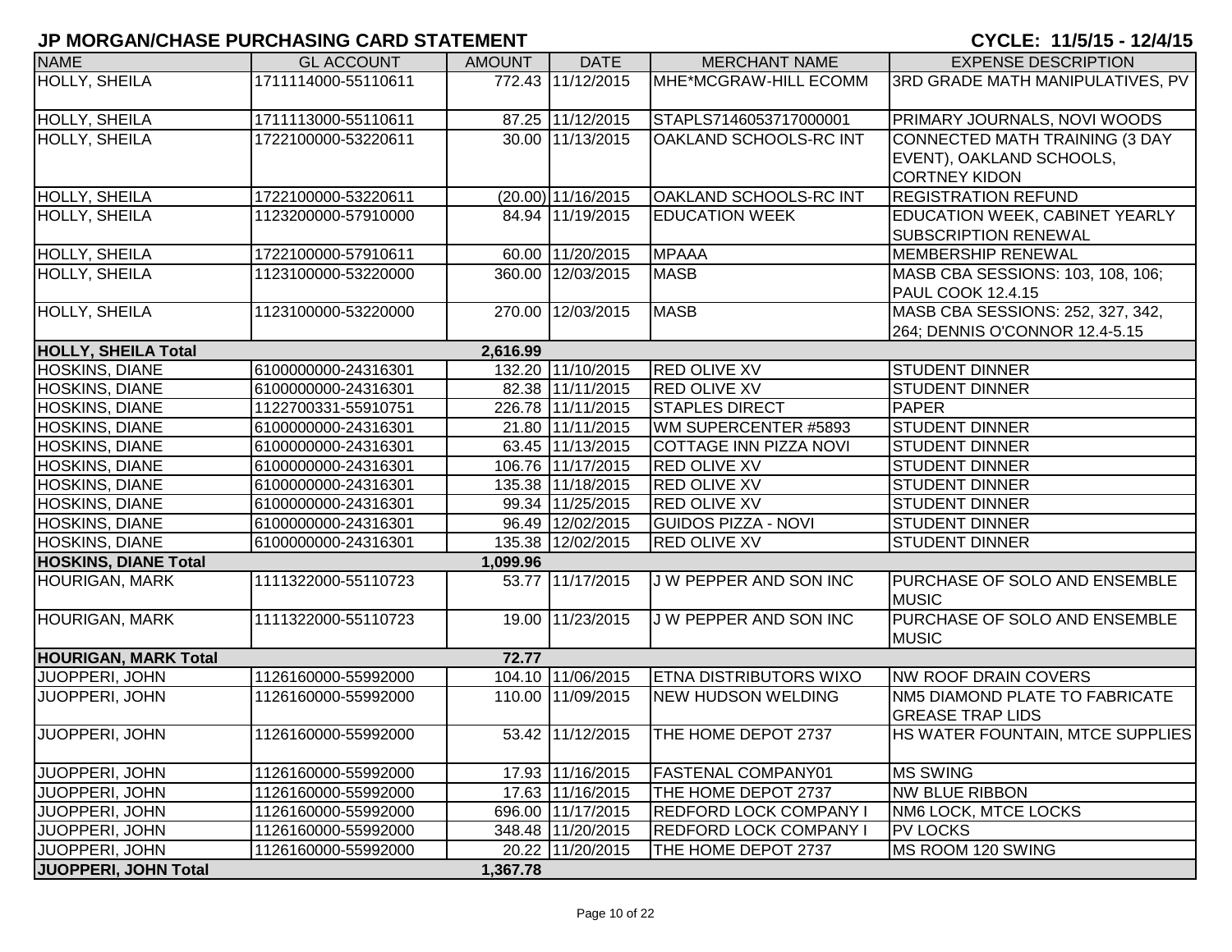# JP MORGAN/CHASE PURCHASING CARD STATEMENT

**CYCLE: 11/5/15 - 12/4/15**

| NAME | GL ACCOUNT | AMOUNT | DATE | MERCHANT NAME | EXPENSE DESCRIPTION |
|---|---|---|---|---|---|
| HOLLY, SHEILA | 1711114000-55110611 | 772.43 | 11/12/2015 | MHE*MCGRAW-HILL ECOMM | 3RD GRADE MATH MANIPULATIVES, PV |
| HOLLY, SHEILA | 1711113000-55110611 | 87.25 | 11/12/2015 | STAPLS7146053717000001 | PRIMARY JOURNALS, NOVI WOODS |
| HOLLY, SHEILA | 1722100000-53220611 | 30.00 | 11/13/2015 | OAKLAND SCHOOLS-RC INT | CONNECTED MATH TRAINING (3 DAY EVENT), OAKLAND SCHOOLS, CORTNEY KIDON |
| HOLLY, SHEILA | 1722100000-53220611 | (20.00) | 11/16/2015 | OAKLAND SCHOOLS-RC INT | REGISTRATION REFUND |
| HOLLY, SHEILA | 1123200000-57910000 | 84.94 | 11/19/2015 | EDUCATION WEEK | EDUCATION WEEK, CABINET YEARLY SUBSCRIPTION RENEWAL |
| HOLLY, SHEILA | 1722100000-57910611 | 60.00 | 11/20/2015 | MPAAA | MEMBERSHIP RENEWAL |
| HOLLY, SHEILA | 1123100000-53220000 | 360.00 | 12/03/2015 | MASB | MASB CBA SESSIONS: 103, 108, 106; PAUL COOK 12.4.15 |
| HOLLY, SHEILA | 1123100000-53220000 | 270.00 | 12/03/2015 | MASB | MASB CBA SESSIONS: 252, 327, 342, 264; DENNIS O'CONNOR 12.4-5.15 |
| **HOLLY, SHEILA Total** | | **2,616.99** | | | |
| HOSKINS, DIANE | 6100000000-24316301 | 132.20 | 11/10/2015 | RED OLIVE XV | STUDENT DINNER |
| HOSKINS, DIANE | 6100000000-24316301 | 82.38 | 11/11/2015 | RED OLIVE XV | STUDENT DINNER |
| HOSKINS, DIANE | 1122700331-55910751 | 226.78 | 11/11/2015 | STAPLES DIRECT | PAPER |
| HOSKINS, DIANE | 6100000000-24316301 | 21.80 | 11/11/2015 | WM SUPERCENTER #5893 | STUDENT DINNER |
| HOSKINS, DIANE | 6100000000-24316301 | 63.45 | 11/13/2015 | COTTAGE INN PIZZA NOVI | STUDENT DINNER |
| HOSKINS, DIANE | 6100000000-24316301 | 106.76 | 11/17/2015 | RED OLIVE XV | STUDENT DINNER |
| HOSKINS, DIANE | 6100000000-24316301 | 135.38 | 11/18/2015 | RED OLIVE XV | STUDENT DINNER |
| HOSKINS, DIANE | 6100000000-24316301 | 99.34 | 11/25/2015 | RED OLIVE XV | STUDENT DINNER |
| HOSKINS, DIANE | 6100000000-24316301 | 96.49 | 12/02/2015 | GUIDOS PIZZA - NOVI | STUDENT DINNER |
| HOSKINS, DIANE | 6100000000-24316301 | 135.38 | 12/02/2015 | RED OLIVE XV | STUDENT DINNER |
| **HOSKINS, DIANE Total** | | **1,099.96** | | | |
| HOURIGAN, MARK | 1111322000-55110723 | 53.77 | 11/17/2015 | J W PEPPER AND SON INC | PURCHASE OF SOLO AND ENSEMBLE MUSIC |
| HOURIGAN, MARK | 1111322000-55110723 | 19.00 | 11/23/2015 | J W PEPPER AND SON INC | PURCHASE OF SOLO AND ENSEMBLE MUSIC |
| **HOURIGAN, MARK Total** | | **72.77** | | | |
| JUOPPERI, JOHN | 1126160000-55992000 | 104.10 | 11/06/2015 | ETNA DISTRIBUTORS WIXO | NW ROOF DRAIN COVERS |
| JUOPPERI, JOHN | 1126160000-55992000 | 110.00 | 11/09/2015 | NEW HUDSON WELDING | NM5 DIAMOND PLATE TO FABRICATE GREASE TRAP LIDS |
| JUOPPERI, JOHN | 1126160000-55992000 | 53.42 | 11/12/2015 | THE HOME DEPOT 2737 | HS WATER FOUNTAIN, MTCE SUPPLIES |
| JUOPPERI, JOHN | 1126160000-55992000 | 17.93 | 11/16/2015 | FASTENAL COMPANY01 | MS SWING |
| JUOPPERI, JOHN | 1126160000-55992000 | 17.63 | 11/16/2015 | THE HOME DEPOT 2737 | NW BLUE RIBBON |
| JUOPPERI, JOHN | 1126160000-55992000 | 696.00 | 11/17/2015 | REDFORD LOCK COMPANY I | NM6 LOCK, MTCE LOCKS |
| JUOPPERI, JOHN | 1126160000-55992000 | 348.48 | 11/20/2015 | REDFORD LOCK COMPANY I | PV LOCKS |
| JUOPPERI, JOHN | 1126160000-55992000 | 20.22 | 11/20/2015 | THE HOME DEPOT 2737 | MS ROOM 120 SWING |
| **JUOPPERI, JOHN Total** | | **1,367.78** | | | |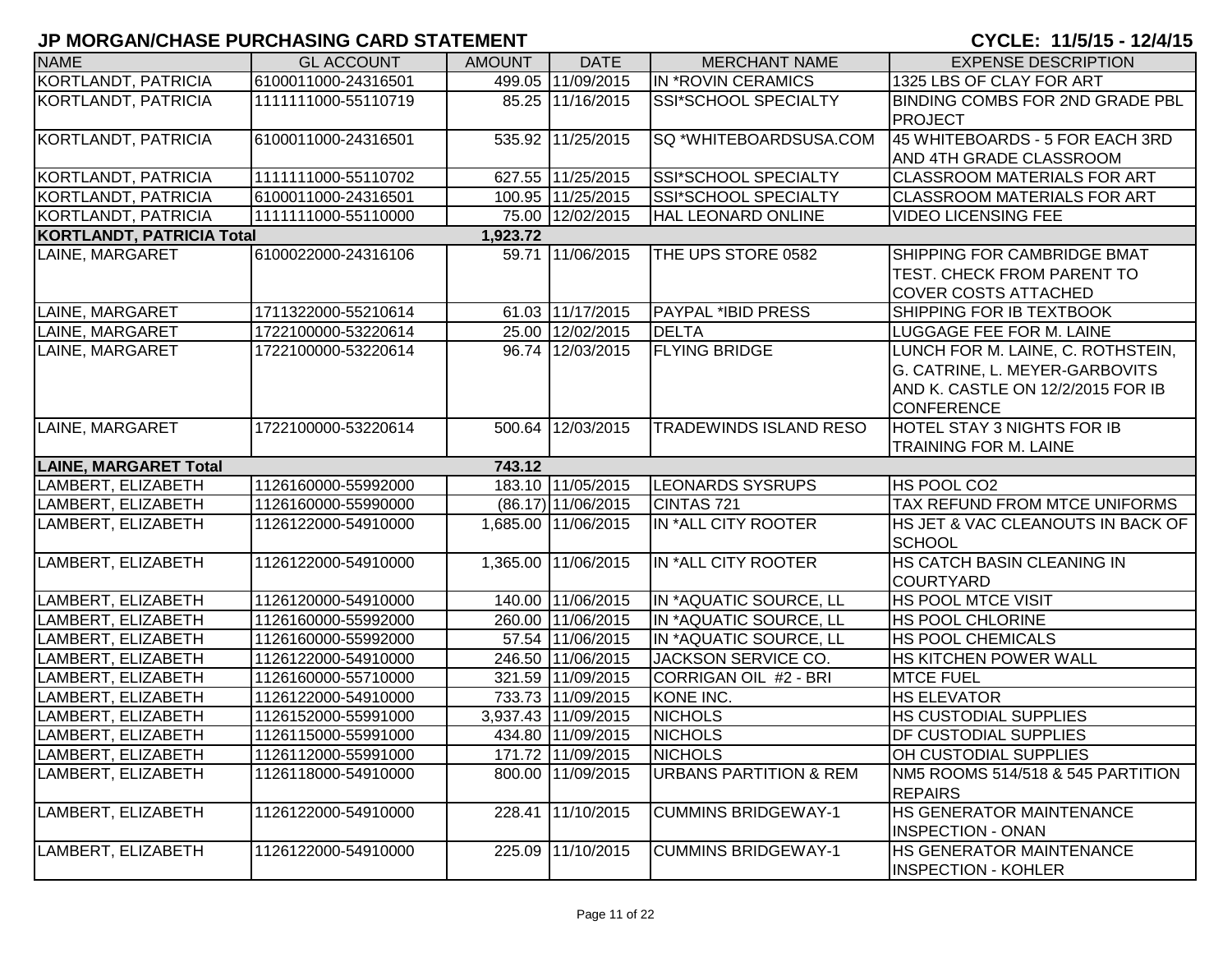# JP MORGAN/CHASE PURCHASING CARD STATEMENT

**CYCLE: 11/5/15 - 12/4/15**

| NAME | GL ACCOUNT | AMOUNT | DATE | MERCHANT NAME | EXPENSE DESCRIPTION |
|---|---|---|---|---|---|
| KORTLANDT, PATRICIA | 6100011000-24316501 | 499.05 | 11/09/2015 | IN *ROVIN CERAMICS | 1325 LBS OF CLAY FOR ART |
| KORTLANDT, PATRICIA | 1111111000-55110719 | 85.25 | 11/16/2015 | SSI*SCHOOL SPECIALTY | BINDING COMBS FOR 2ND GRADE PBL PROJECT |
| KORTLANDT, PATRICIA | 6100011000-24316501 | 535.92 | 11/25/2015 | SQ *WHITEBOARDSUSA.COM | 45 WHITEBOARDS - 5 FOR EACH 3RD AND 4TH GRADE CLASSROOM |
| KORTLANDT, PATRICIA | 1111111000-55110702 | 627.55 | 11/25/2015 | SSI*SCHOOL SPECIALTY | CLASSROOM MATERIALS FOR ART |
| KORTLANDT, PATRICIA | 6100011000-24316501 | 100.95 | 11/25/2015 | SSI*SCHOOL SPECIALTY | CLASSROOM MATERIALS FOR ART |
| KORTLANDT, PATRICIA | 1111111000-55110000 | 75.00 | 12/02/2015 | HAL LEONARD ONLINE | VIDEO LICENSING FEE |
| **KORTLANDT, PATRICIA Total** | | **1,923.72** | | | |
| LAINE, MARGARET | 6100022000-24316106 | 59.71 | 11/06/2015 | THE UPS STORE 0582 | SHIPPING FOR CAMBRIDGE BMAT TEST. CHECK FROM PARENT TO COVER COSTS ATTACHED |
| LAINE, MARGARET | 1711322000-55210614 | 61.03 | 11/17/2015 | PAYPAL *IBID PRESS | SHIPPING FOR IB TEXTBOOK |
| LAINE, MARGARET | 1722100000-53220614 | 25.00 | 12/02/2015 | DELTA | LUGGAGE FEE FOR M. LAINE |
| LAINE, MARGARET | 1722100000-53220614 | 96.74 | 12/03/2015 | FLYING BRIDGE | LUNCH FOR M. LAINE, C. ROTHSTEIN, G. CATRINE, L. MEYER-GARBOVITS AND K. CASTLE ON 12/2/2015 FOR IB CONFERENCE |
| LAINE, MARGARET | 1722100000-53220614 | 500.64 | 12/03/2015 | TRADEWINDS ISLAND RESO | HOTEL STAY 3 NIGHTS FOR IB TRAINING FOR M. LAINE |
| **LAINE, MARGARET Total** | | **743.12** | | | |
| LAMBERT, ELIZABETH | 1126160000-55992000 | 183.10 | 11/05/2015 | LEONARDS SYSRUPS | HS POOL CO2 |
| LAMBERT, ELIZABETH | 1126160000-55990000 | (86.17) | 11/06/2015 | CINTAS 721 | TAX REFUND FROM MTCE UNIFORMS |
| LAMBERT, ELIZABETH | 1126122000-54910000 | 1,685.00 | 11/06/2015 | IN *ALL CITY ROOTER | HS JET & VAC CLEANOUTS IN BACK OF SCHOOL |
| LAMBERT, ELIZABETH | 1126122000-54910000 | 1,365.00 | 11/06/2015 | IN *ALL CITY ROOTER | HS CATCH BASIN CLEANING IN COURTYARD |
| LAMBERT, ELIZABETH | 1126120000-54910000 | 140.00 | 11/06/2015 | IN *AQUATIC SOURCE, LL | HS POOL MTCE VISIT |
| LAMBERT, ELIZABETH | 1126160000-55992000 | 260.00 | 11/06/2015 | IN *AQUATIC SOURCE, LL | HS POOL CHLORINE |
| LAMBERT, ELIZABETH | 1126160000-55992000 | 57.54 | 11/06/2015 | IN *AQUATIC SOURCE, LL | HS POOL CHEMICALS |
| LAMBERT, ELIZABETH | 1126122000-54910000 | 246.50 | 11/06/2015 | JACKSON SERVICE CO. | HS KITCHEN POWER WALL |
| LAMBERT, ELIZABETH | 1126160000-55710000 | 321.59 | 11/09/2015 | CORRIGAN OIL #2 - BRI | MTCE FUEL |
| LAMBERT, ELIZABETH | 1126122000-54910000 | 733.73 | 11/09/2015 | KONE INC. | HS ELEVATOR |
| LAMBERT, ELIZABETH | 1126152000-55991000 | 3,937.43 | 11/09/2015 | NICHOLS | HS CUSTODIAL SUPPLIES |
| LAMBERT, ELIZABETH | 1126115000-55991000 | 434.80 | 11/09/2015 | NICHOLS | DF CUSTODIAL SUPPLIES |
| LAMBERT, ELIZABETH | 1126112000-55991000 | 171.72 | 11/09/2015 | NICHOLS | OH CUSTODIAL SUPPLIES |
| LAMBERT, ELIZABETH | 1126118000-54910000 | 800.00 | 11/09/2015 | URBANS PARTITION & REM | NM5 ROOMS 514/518 & 545 PARTITION REPAIRS |
| LAMBERT, ELIZABETH | 1126122000-54910000 | 228.41 | 11/10/2015 | CUMMINS BRIDGEWAY-1 | HS GENERATOR MAINTENANCE INSPECTION - ONAN |
| LAMBERT, ELIZABETH | 1126122000-54910000 | 225.09 | 11/10/2015 | CUMMINS BRIDGEWAY-1 | HS GENERATOR MAINTENANCE INSPECTION - KOHLER |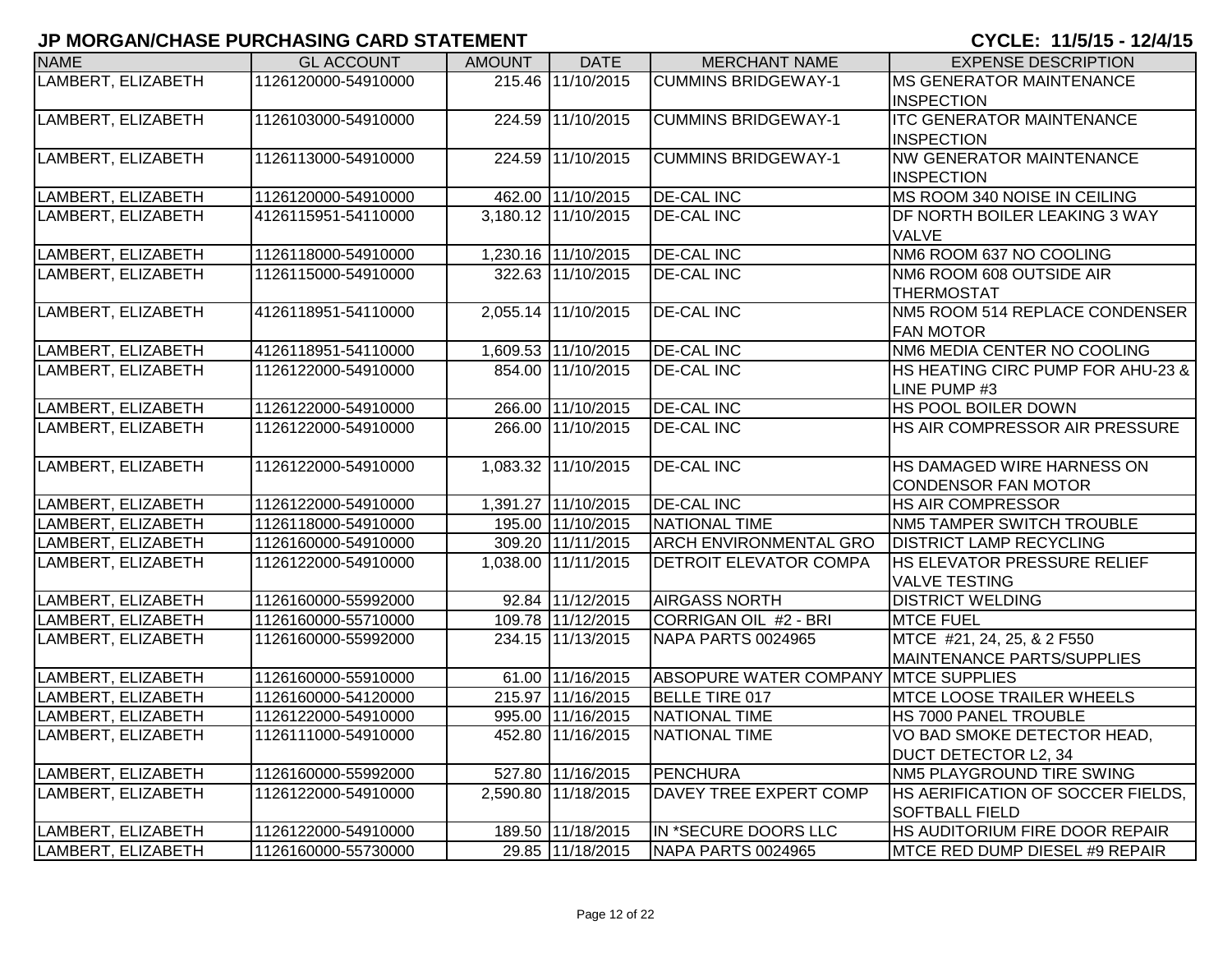## JP MORGAN/CHASE PURCHASING CARD STATEMENT

**CYCLE: 11/5/15 - 12/4/15**

| NAME | GL ACCOUNT | AMOUNT | DATE | MERCHANT NAME | EXPENSE DESCRIPTION |
|---|---|---|---|---|---|
| LAMBERT, ELIZABETH | 1126120000-54910000 | 215.46 | 11/10/2015 | CUMMINS BRIDGEWAY-1 | MS GENERATOR MAINTENANCE INSPECTION |
| LAMBERT, ELIZABETH | 1126103000-54910000 | 224.59 | 11/10/2015 | CUMMINS BRIDGEWAY-1 | ITC GENERATOR MAINTENANCE INSPECTION |
| LAMBERT, ELIZABETH | 1126113000-54910000 | 224.59 | 11/10/2015 | CUMMINS BRIDGEWAY-1 | NW GENERATOR MAINTENANCE INSPECTION |
| LAMBERT, ELIZABETH | 1126120000-54910000 | 462.00 | 11/10/2015 | DE-CAL INC | MS ROOM 340 NOISE IN CEILING |
| LAMBERT, ELIZABETH | 4126115951-54110000 | 3,180.12 | 11/10/2015 | DE-CAL INC | DF NORTH BOILER LEAKING 3 WAY VALVE |
| LAMBERT, ELIZABETH | 1126118000-54910000 | 1,230.16 | 11/10/2015 | DE-CAL INC | NM6 ROOM 637 NO COOLING |
| LAMBERT, ELIZABETH | 1126115000-54910000 | 322.63 | 11/10/2015 | DE-CAL INC | NM6 ROOM 608 OUTSIDE AIR THERMOSTAT |
| LAMBERT, ELIZABETH | 4126118951-54110000 | 2,055.14 | 11/10/2015 | DE-CAL INC | NM5 ROOM 514 REPLACE CONDENSER FAN MOTOR |
| LAMBERT, ELIZABETH | 4126118951-54110000 | 1,609.53 | 11/10/2015 | DE-CAL INC | NM6 MEDIA CENTER NO COOLING |
| LAMBERT, ELIZABETH | 1126122000-54910000 | 854.00 | 11/10/2015 | DE-CAL INC | HS HEATING CIRC PUMP FOR AHU-23 & LINE PUMP #3 |
| LAMBERT, ELIZABETH | 1126122000-54910000 | 266.00 | 11/10/2015 | DE-CAL INC | HS POOL BOILER DOWN |
| LAMBERT, ELIZABETH | 1126122000-54910000 | 266.00 | 11/10/2015 | DE-CAL INC | HS AIR COMPRESSOR AIR PRESSURE |
| LAMBERT, ELIZABETH | 1126122000-54910000 | 1,083.32 | 11/10/2015 | DE-CAL INC | HS DAMAGED WIRE HARNESS ON CONDENSOR FAN MOTOR |
| LAMBERT, ELIZABETH | 1126122000-54910000 | 1,391.27 | 11/10/2015 | DE-CAL INC | HS AIR COMPRESSOR |
| LAMBERT, ELIZABETH | 1126118000-54910000 | 195.00 | 11/10/2015 | NATIONAL TIME | NM5 TAMPER SWITCH TROUBLE |
| LAMBERT, ELIZABETH | 1126160000-54910000 | 309.20 | 11/11/2015 | ARCH ENVIRONMENTAL GRO | DISTRICT LAMP RECYCLING |
| LAMBERT, ELIZABETH | 1126122000-54910000 | 1,038.00 | 11/11/2015 | DETROIT ELEVATOR COMPA | HS ELEVATOR PRESSURE RELIEF VALVE TESTING |
| LAMBERT, ELIZABETH | 1126160000-55992000 | 92.84 | 11/12/2015 | AIRGASS NORTH | DISTRICT WELDING |
| LAMBERT, ELIZABETH | 1126160000-55710000 | 109.78 | 11/12/2015 | CORRIGAN OIL #2 - BRI | MTCE FUEL |
| LAMBERT, ELIZABETH | 1126160000-55992000 | 234.15 | 11/13/2015 | NAPA PARTS 0024965 | MTCE #21, 24, 25, & 2 F550 MAINTENANCE PARTS/SUPPLIES |
| LAMBERT, ELIZABETH | 1126160000-55910000 | 61.00 | 11/16/2015 | ABSOPURE WATER COMPANY | MTCE SUPPLIES |
| LAMBERT, ELIZABETH | 1126160000-54120000 | 215.97 | 11/16/2015 | BELLE TIRE 017 | MTCE LOOSE TRAILER WHEELS |
| LAMBERT, ELIZABETH | 1126122000-54910000 | 995.00 | 11/16/2015 | NATIONAL TIME | HS 7000 PANEL TROUBLE |
| LAMBERT, ELIZABETH | 1126111000-54910000 | 452.80 | 11/16/2015 | NATIONAL TIME | VO BAD SMOKE DETECTOR HEAD, DUCT DETECTOR L2, 34 |
| LAMBERT, ELIZABETH | 1126160000-55992000 | 527.80 | 11/16/2015 | PENCHURA | NM5 PLAYGROUND TIRE SWING |
| LAMBERT, ELIZABETH | 1126122000-54910000 | 2,590.80 | 11/18/2015 | DAVEY TREE EXPERT COMP | HS AERIFICATION OF SOCCER FIELDS, SOFTBALL FIELD |
| LAMBERT, ELIZABETH | 1126122000-54910000 | 189.50 | 11/18/2015 | IN *SECURE DOORS LLC | HS AUDITORIUM FIRE DOOR REPAIR |
| LAMBERT, ELIZABETH | 1126160000-55730000 | 29.85 | 11/18/2015 | NAPA PARTS 0024965 | MTCE RED DUMP DIESEL #9 REPAIR |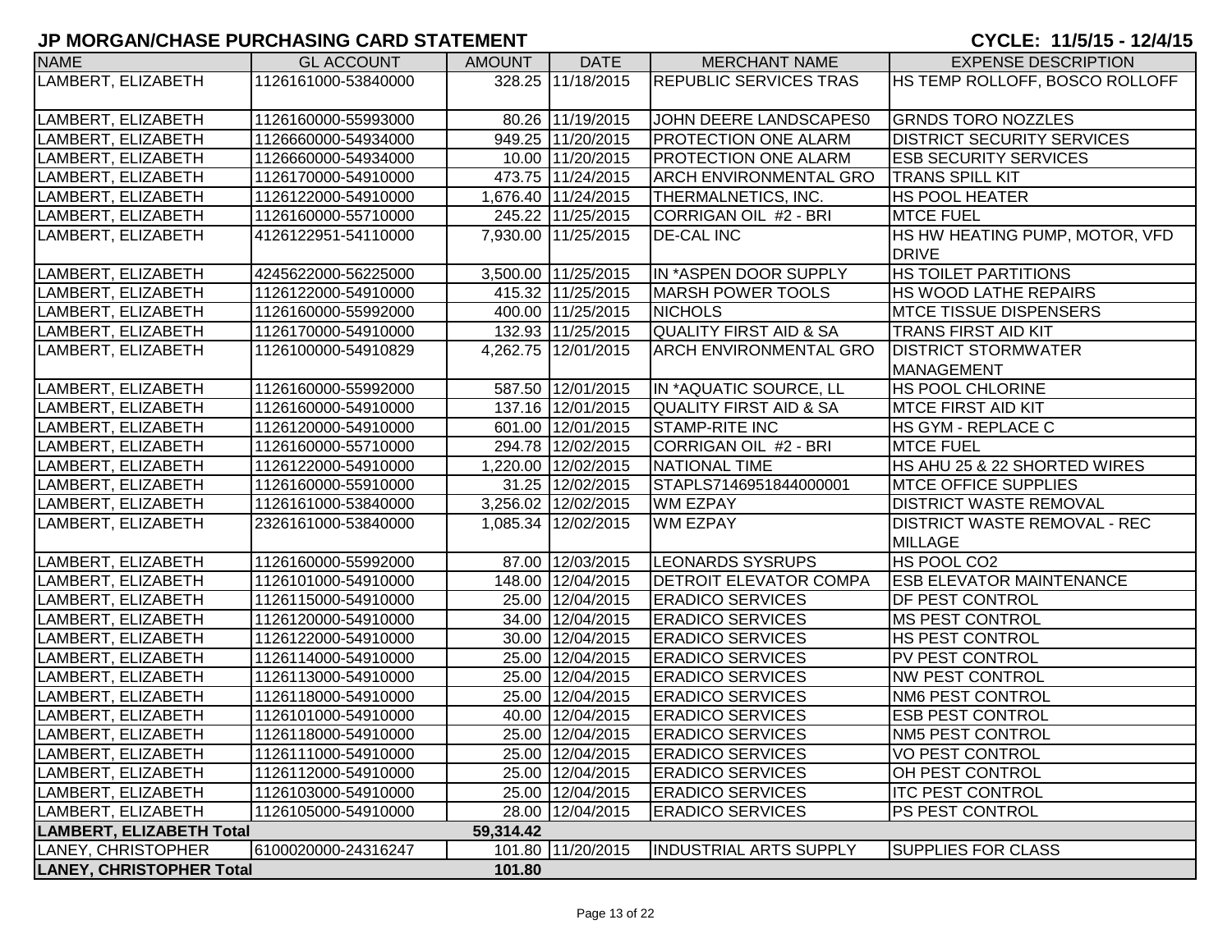# JP MORGAN/CHASE PURCHASING CARD STATEMENT

**CYCLE: 11/5/15 - 12/4/15**

| NAME | GL ACCOUNT | AMOUNT | DATE | MERCHANT NAME | EXPENSE DESCRIPTION |
|---|---|---|---|---|---|
| LAMBERT, ELIZABETH | 1126161000-53840000 | 328.25 | 11/18/2015 | REPUBLIC SERVICES TRAS | HS TEMP ROLLOFF, BOSCO ROLLOFF |
| LAMBERT, ELIZABETH | 1126160000-55993000 | 80.26 | 11/19/2015 | JOHN DEERE LANDSCAPES0 | GRNDS TORO NOZZLES |
| LAMBERT, ELIZABETH | 1126660000-54934000 | 949.25 | 11/20/2015 | PROTECTION ONE ALARM | DISTRICT SECURITY SERVICES |
| LAMBERT, ELIZABETH | 1126660000-54934000 | 10.00 | 11/20/2015 | PROTECTION ONE ALARM | ESB SECURITY SERVICES |
| LAMBERT, ELIZABETH | 1126170000-54910000 | 473.75 | 11/24/2015 | ARCH ENVIRONMENTAL GRO | TRANS SPILL KIT |
| LAMBERT, ELIZABETH | 1126122000-54910000 | 1,676.40 | 11/24/2015 | THERMALNETICS, INC. | HS POOL HEATER |
| LAMBERT, ELIZABETH | 1126160000-55710000 | 245.22 | 11/25/2015 | CORRIGAN OIL #2 - BRI | MTCE FUEL |
| LAMBERT, ELIZABETH | 4126122951-54110000 | 7,930.00 | 11/25/2015 | DE-CAL INC | HS HW HEATING PUMP, MOTOR, VFD DRIVE |
| LAMBERT, ELIZABETH | 4245622000-56225000 | 3,500.00 | 11/25/2015 | IN *ASPEN DOOR SUPPLY | HS TOILET PARTITIONS |
| LAMBERT, ELIZABETH | 1126122000-54910000 | 415.32 | 11/25/2015 | MARSH POWER TOOLS | HS WOOD LATHE REPAIRS |
| LAMBERT, ELIZABETH | 1126160000-55992000 | 400.00 | 11/25/2015 | NICHOLS | MTCE TISSUE DISPENSERS |
| LAMBERT, ELIZABETH | 1126170000-54910000 | 132.93 | 11/25/2015 | QUALITY FIRST AID & SA | TRANS FIRST AID KIT |
| LAMBERT, ELIZABETH | 1126100000-54910829 | 4,262.75 | 12/01/2015 | ARCH ENVIRONMENTAL GRO | DISTRICT STORMWATER MANAGEMENT |
| LAMBERT, ELIZABETH | 1126160000-55992000 | 587.50 | 12/01/2015 | IN *AQUATIC SOURCE, LL | HS POOL CHLORINE |
| LAMBERT, ELIZABETH | 1126160000-54910000 | 137.16 | 12/01/2015 | QUALITY FIRST AID & SA | MTCE FIRST AID KIT |
| LAMBERT, ELIZABETH | 1126120000-54910000 | 601.00 | 12/01/2015 | STAMP-RITE INC | HS GYM - REPLACE C |
| LAMBERT, ELIZABETH | 1126160000-55710000 | 294.78 | 12/02/2015 | CORRIGAN OIL #2 - BRI | MTCE FUEL |
| LAMBERT, ELIZABETH | 1126122000-54910000 | 1,220.00 | 12/02/2015 | NATIONAL TIME | HS AHU 25 & 22 SHORTED WIRES |
| LAMBERT, ELIZABETH | 1126160000-55910000 | 31.25 | 12/02/2015 | STAPLS7146951844000001 | MTCE OFFICE SUPPLIES |
| LAMBERT, ELIZABETH | 1126161000-53840000 | 3,256.02 | 12/02/2015 | WM EZPAY | DISTRICT WASTE REMOVAL |
| LAMBERT, ELIZABETH | 2326161000-53840000 | 1,085.34 | 12/02/2015 | WM EZPAY | DISTRICT WASTE REMOVAL - REC MILLAGE |
| LAMBERT, ELIZABETH | 1126160000-55992000 | 87.00 | 12/03/2015 | LEONARDS SYSRUPS | HS POOL CO2 |
| LAMBERT, ELIZABETH | 1126101000-54910000 | 148.00 | 12/04/2015 | DETROIT ELEVATOR COMPA | ESB ELEVATOR MAINTENANCE |
| LAMBERT, ELIZABETH | 1126115000-54910000 | 25.00 | 12/04/2015 | ERADICO SERVICES | DF PEST CONTROL |
| LAMBERT, ELIZABETH | 1126120000-54910000 | 34.00 | 12/04/2015 | ERADICO SERVICES | MS PEST CONTROL |
| LAMBERT, ELIZABETH | 1126122000-54910000 | 30.00 | 12/04/2015 | ERADICO SERVICES | HS PEST CONTROL |
| LAMBERT, ELIZABETH | 1126114000-54910000 | 25.00 | 12/04/2015 | ERADICO SERVICES | PV PEST CONTROL |
| LAMBERT, ELIZABETH | 1126113000-54910000 | 25.00 | 12/04/2015 | ERADICO SERVICES | NW PEST CONTROL |
| LAMBERT, ELIZABETH | 1126118000-54910000 | 25.00 | 12/04/2015 | ERADICO SERVICES | NM6 PEST CONTROL |
| LAMBERT, ELIZABETH | 1126101000-54910000 | 40.00 | 12/04/2015 | ERADICO SERVICES | ESB PEST CONTROL |
| LAMBERT, ELIZABETH | 1126118000-54910000 | 25.00 | 12/04/2015 | ERADICO SERVICES | NM5 PEST CONTROL |
| LAMBERT, ELIZABETH | 1126111000-54910000 | 25.00 | 12/04/2015 | ERADICO SERVICES | VO PEST CONTROL |
| LAMBERT, ELIZABETH | 1126112000-54910000 | 25.00 | 12/04/2015 | ERADICO SERVICES | OH PEST CONTROL |
| LAMBERT, ELIZABETH | 1126103000-54910000 | 25.00 | 12/04/2015 | ERADICO SERVICES | ITC PEST CONTROL |
| LAMBERT, ELIZABETH | 1126105000-54910000 | 28.00 | 12/04/2015 | ERADICO SERVICES | PS PEST CONTROL |
| **LAMBERT, ELIZABETH Total** | | **59,314.42** | | | |
| LANEY, CHRISTOPHER | 6100020000-24316247 | 101.80 | 11/20/2015 | INDUSTRIAL ARTS SUPPLY | SUPPLIES FOR CLASS |
| **LANEY, CHRISTOPHER Total** | | **101.80** | | | |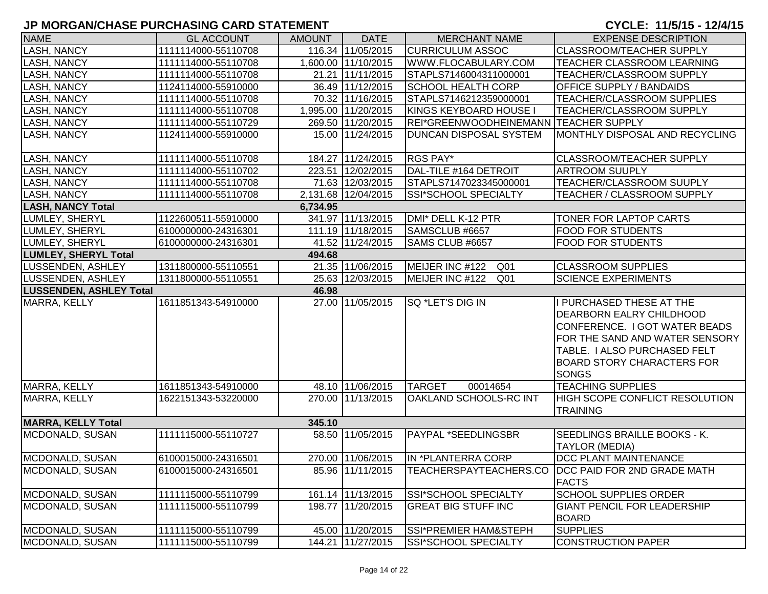# JP MORGAN/CHASE PURCHASING CARD STATEMENT

**CYCLE: 11/5/15 - 12/4/15**

| NAME | GL ACCOUNT | AMOUNT | DATE | MERCHANT NAME | EXPENSE DESCRIPTION |
|---|---|---|---|---|---|
| LASH, NANCY | 1111114000-55110708 | 116.34 | 11/05/2015 | CURRICULUM ASSOC | CLASSROOM/TEACHER SUPPLY |
| LASH, NANCY | 1111114000-55110708 | 1,600.00 | 11/10/2015 | WWW.FLOCABULARY.COM | TEACHER CLASSROOM LEARNING |
| LASH, NANCY | 1111114000-55110708 | 21.21 | 11/11/2015 | STAPLS7146004311000001 | TEACHER/CLASSROOM SUPPLY |
| LASH, NANCY | 1124114000-55910000 | 36.49 | 11/12/2015 | SCHOOL HEALTH CORP | OFFICE SUPPLY / BANDAIDS |
| LASH, NANCY | 1111114000-55110708 | 70.32 | 11/16/2015 | STAPLS7146212359000001 | TEACHER/CLASSROOM SUPPLIES |
| LASH, NANCY | 1111114000-55110708 | 1,995.00 | 11/20/2015 | KINGS KEYBOARD HOUSE I | TEACHER/CLASSROOM SUPPLY |
| LASH, NANCY | 1111114000-55110729 | 269.50 | 11/20/2015 | REI*GREENWOODHEINEMANN | TEACHER SUPPLY |
| LASH, NANCY | 1124114000-55910000 | 15.00 | 11/24/2015 | DUNCAN DISPOSAL SYSTEM | MONTHLY DISPOSAL AND RECYCLING |
| LASH, NANCY | 1111114000-55110708 | 184.27 | 11/24/2015 | RGS PAY* | CLASSROOM/TEACHER SUPPLY |
| LASH, NANCY | 1111114000-55110702 | 223.51 | 12/02/2015 | DAL-TILE #164 DETROIT | ARTROOM SUUPLY |
| LASH, NANCY | 1111114000-55110708 | 71.63 | 12/03/2015 | STAPLS7147023345000001 | TEACHER/CLASSROOM SUUPLY |
| LASH, NANCY | 1111114000-55110708 | 2,131.68 | 12/04/2015 | SSI*SCHOOL SPECIALTY | TEACHER / CLASSROOM SUPPLY |
| **LASH, NANCY Total** | | **6,734.95** | | | |
| LUMLEY, SHERYL | 1122600511-55910000 | 341.97 | 11/13/2015 | DMI* DELL K-12 PTR | TONER FOR LAPTOP CARTS |
| LUMLEY, SHERYL | 6100000000-24316301 | 111.19 | 11/18/2015 | SAMSCLUB #6657 | FOOD FOR STUDENTS |
| LUMLEY, SHERYL | 6100000000-24316301 | 41.52 | 11/24/2015 | SAMS CLUB #6657 | FOOD FOR STUDENTS |
| **LUMLEY, SHERYL Total** | | **494.68** | | | |
| LUSSENDEN, ASHLEY | 1311800000-55110551 | 21.35 | 11/06/2015 | MEIJER INC #122 Q01 | CLASSROOM SUPPLIES |
| LUSSENDEN, ASHLEY | 1311800000-55110551 | 25.63 | 12/03/2015 | MEIJER INC #122 Q01 | SCIENCE EXPERIMENTS |
| **LUSSENDEN, ASHLEY Total** | | **46.98** | | | |
| MARRA, KELLY | 1611851343-54910000 | 27.00 | 11/05/2015 | SQ *LET'S DIG IN | I PURCHASED THESE AT THE DEARBORN EALRY CHILDHOOD CONFERENCE. I GOT WATER BEADS FOR THE SAND AND WATER SENSORY TABLE. I ALSO PURCHASED FELT BOARD STORY CHARACTERS FOR SONGS |
| MARRA, KELLY | 1611851343-54910000 | 48.10 | 11/06/2015 | TARGET 00014654 | TEACHING SUPPLIES |
| MARRA, KELLY | 1622151343-53220000 | 270.00 | 11/13/2015 | OAKLAND SCHOOLS-RC INT | HIGH SCOPE CONFLICT RESOLUTION TRAINING |
| **MARRA, KELLY Total** | | **345.10** | | | |
| MCDONALD, SUSAN | 1111115000-55110727 | 58.50 | 11/05/2015 | PAYPAL *SEEDLINGSBR | SEEDLINGS BRAILLE BOOKS - K. TAYLOR (MEDIA) |
| MCDONALD, SUSAN | 6100015000-24316501 | 270.00 | 11/06/2015 | IN *PLANTERRA CORP | DCC PLANT MAINTENANCE |
| MCDONALD, SUSAN | 6100015000-24316501 | 85.96 | 11/11/2015 | TEACHERSPAYTEACHERS.CO | DCC PAID FOR 2ND GRADE MATH FACTS |
| MCDONALD, SUSAN | 1111115000-55110799 | 161.14 | 11/13/2015 | SSI*SCHOOL SPECIALTY | SCHOOL SUPPLIES ORDER |
| MCDONALD, SUSAN | 1111115000-55110799 | 198.77 | 11/20/2015 | GREAT BIG STUFF INC | GIANT PENCIL FOR LEADERSHIP BOARD |
| MCDONALD, SUSAN | 1111115000-55110799 | 45.00 | 11/20/2015 | SSI*PREMIER HAM&STEPH | SUPPLIES |
| MCDONALD, SUSAN | 1111115000-55110799 | 144.21 | 11/27/2015 | SSI*SCHOOL SPECIALTY | CONSTRUCTION PAPER |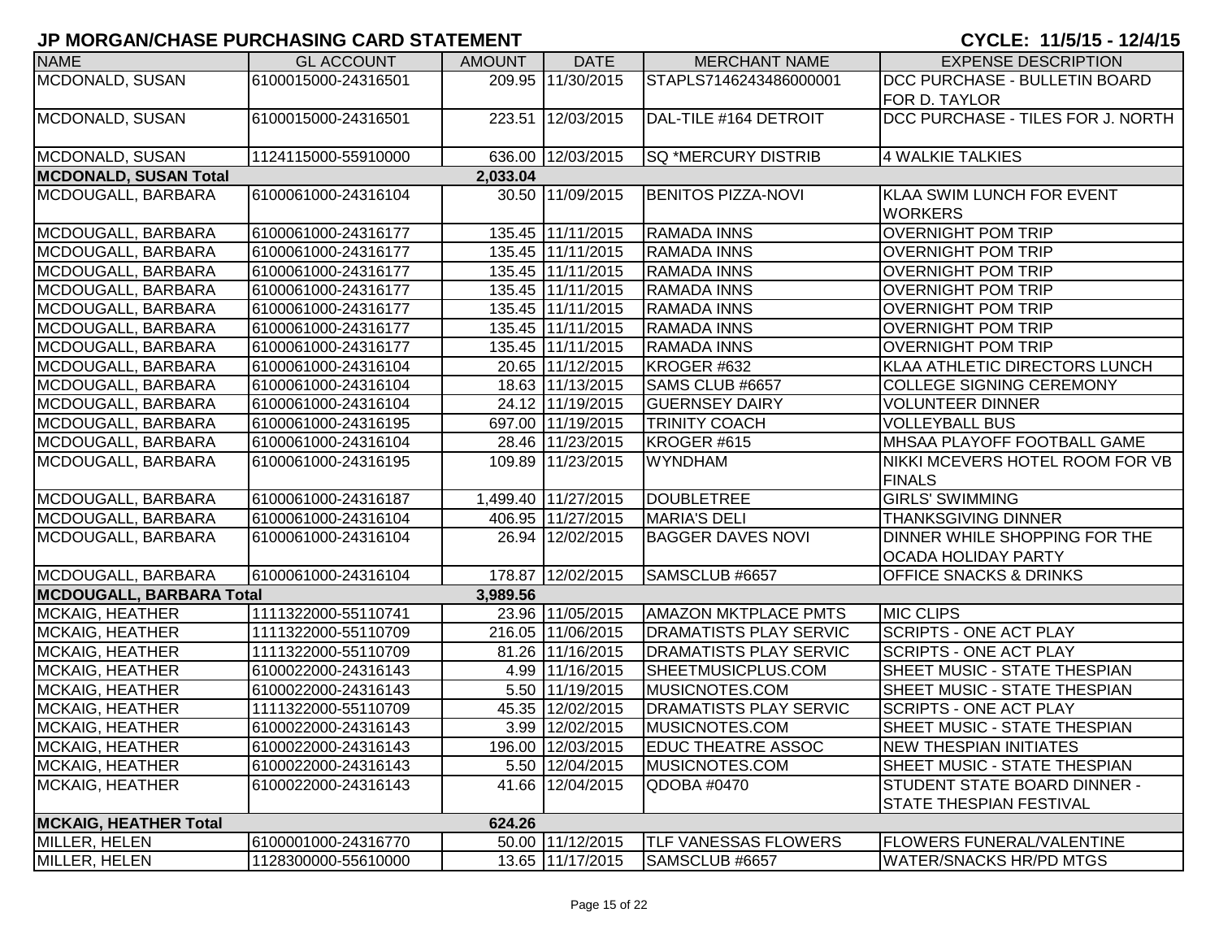# JP MORGAN/CHASE PURCHASING CARD STATEMENT

**CYCLE: 11/5/15 - 12/4/15**

| NAME | GL ACCOUNT | AMOUNT | DATE | MERCHANT NAME | EXPENSE DESCRIPTION |
|---|---|---|---|---|---|
| MCDONALD, SUSAN | 6100015000-24316501 | 209.95 | 11/30/2015 | STAPLS7146243486000001 | DCC PURCHASE - BULLETIN BOARD FOR D. TAYLOR |
| MCDONALD, SUSAN | 6100015000-24316501 | 223.51 | 12/03/2015 | DAL-TILE #164 DETROIT | DCC PURCHASE - TILES FOR J. NORTH |
| MCDONALD, SUSAN | 1124115000-55910000 | 636.00 | 12/03/2015 | SQ *MERCURY DISTRIB | 4 WALKIE TALKIES |
| **MCDONALD, SUSAN Total** | | **2,033.04** | | | |
| MCDOUGALL, BARBARA | 6100061000-24316104 | 30.50 | 11/09/2015 | BENITOS PIZZA-NOVI | KLAA SWIM LUNCH FOR EVENT WORKERS |
| MCDOUGALL, BARBARA | 6100061000-24316177 | 135.45 | 11/11/2015 | RAMADA INNS | OVERNIGHT POM TRIP |
| MCDOUGALL, BARBARA | 6100061000-24316177 | 135.45 | 11/11/2015 | RAMADA INNS | OVERNIGHT POM TRIP |
| MCDOUGALL, BARBARA | 6100061000-24316177 | 135.45 | 11/11/2015 | RAMADA INNS | OVERNIGHT POM TRIP |
| MCDOUGALL, BARBARA | 6100061000-24316177 | 135.45 | 11/11/2015 | RAMADA INNS | OVERNIGHT POM TRIP |
| MCDOUGALL, BARBARA | 6100061000-24316177 | 135.45 | 11/11/2015 | RAMADA INNS | OVERNIGHT POM TRIP |
| MCDOUGALL, BARBARA | 6100061000-24316177 | 135.45 | 11/11/2015 | RAMADA INNS | OVERNIGHT POM TRIP |
| MCDOUGALL, BARBARA | 6100061000-24316177 | 135.45 | 11/11/2015 | RAMADA INNS | OVERNIGHT POM TRIP |
| MCDOUGALL, BARBARA | 6100061000-24316104 | 20.65 | 11/12/2015 | KROGER #632 | KLAA ATHLETIC DIRECTORS LUNCH |
| MCDOUGALL, BARBARA | 6100061000-24316104 | 18.63 | 11/13/2015 | SAMS CLUB #6657 | COLLEGE SIGNING CEREMONY |
| MCDOUGALL, BARBARA | 6100061000-24316104 | 24.12 | 11/19/2015 | GUERNSEY DAIRY | VOLUNTEER DINNER |
| MCDOUGALL, BARBARA | 6100061000-24316195 | 697.00 | 11/19/2015 | TRINITY COACH | VOLLEYBALL BUS |
| MCDOUGALL, BARBARA | 6100061000-24316104 | 28.46 | 11/23/2015 | KROGER #615 | MHSAA PLAYOFF FOOTBALL GAME |
| MCDOUGALL, BARBARA | 6100061000-24316195 | 109.89 | 11/23/2015 | WYNDHAM | NIKKI MCEVERS HOTEL ROOM FOR VB FINALS |
| MCDOUGALL, BARBARA | 6100061000-24316187 | 1,499.40 | 11/27/2015 | DOUBLETREE | GIRLS' SWIMMING |
| MCDOUGALL, BARBARA | 6100061000-24316104 | 406.95 | 11/27/2015 | MARIA'S DELI | THANKSGIVING DINNER |
| MCDOUGALL, BARBARA | 6100061000-24316104 | 26.94 | 12/02/2015 | BAGGER DAVES NOVI | DINNER WHILE SHOPPING FOR THE OCADA HOLIDAY PARTY |
| MCDOUGALL, BARBARA | 6100061000-24316104 | 178.87 | 12/02/2015 | SAMSCLUB #6657 | OFFICE SNACKS & DRINKS |
| **MCDOUGALL, BARBARA Total** | | **3,989.56** | | | |
| MCKAIG, HEATHER | 1111322000-55110741 | 23.96 | 11/05/2015 | AMAZON MKTPLACE PMTS | MIC CLIPS |
| MCKAIG, HEATHER | 1111322000-55110709 | 216.05 | 11/06/2015 | DRAMATISTS PLAY SERVIC | SCRIPTS - ONE ACT PLAY |
| MCKAIG, HEATHER | 1111322000-55110709 | 81.26 | 11/16/2015 | DRAMATISTS PLAY SERVIC | SCRIPTS - ONE ACT PLAY |
| MCKAIG, HEATHER | 6100022000-24316143 | 4.99 | 11/16/2015 | SHEETMUSICPLUS.COM | SHEET MUSIC - STATE THESPIAN |
| MCKAIG, HEATHER | 6100022000-24316143 | 5.50 | 11/19/2015 | MUSICNOTES.COM | SHEET MUSIC - STATE THESPIAN |
| MCKAIG, HEATHER | 1111322000-55110709 | 45.35 | 12/02/2015 | DRAMATISTS PLAY SERVIC | SCRIPTS - ONE ACT PLAY |
| MCKAIG, HEATHER | 6100022000-24316143 | 3.99 | 12/02/2015 | MUSICNOTES.COM | SHEET MUSIC - STATE THESPIAN |
| MCKAIG, HEATHER | 6100022000-24316143 | 196.00 | 12/03/2015 | EDUC THEATRE ASSOC | NEW THESPIAN INITIATES |
| MCKAIG, HEATHER | 6100022000-24316143 | 5.50 | 12/04/2015 | MUSICNOTES.COM | SHEET MUSIC - STATE THESPIAN |
| MCKAIG, HEATHER | 6100022000-24316143 | 41.66 | 12/04/2015 | QDOBA #0470 | STUDENT STATE BOARD DINNER - STATE THESPIAN FESTIVAL |
| **MCKAIG, HEATHER Total** | | **624.26** | | | |
| MILLER, HELEN | 6100001000-24316770 | 50.00 | 11/12/2015 | TLF VANESSAS FLOWERS | FLOWERS FUNERAL/VALENTINE |
| MILLER, HELEN | 1128300000-55610000 | 13.65 | 11/17/2015 | SAMSCLUB #6657 | WATER/SNACKS HR/PD MTGS |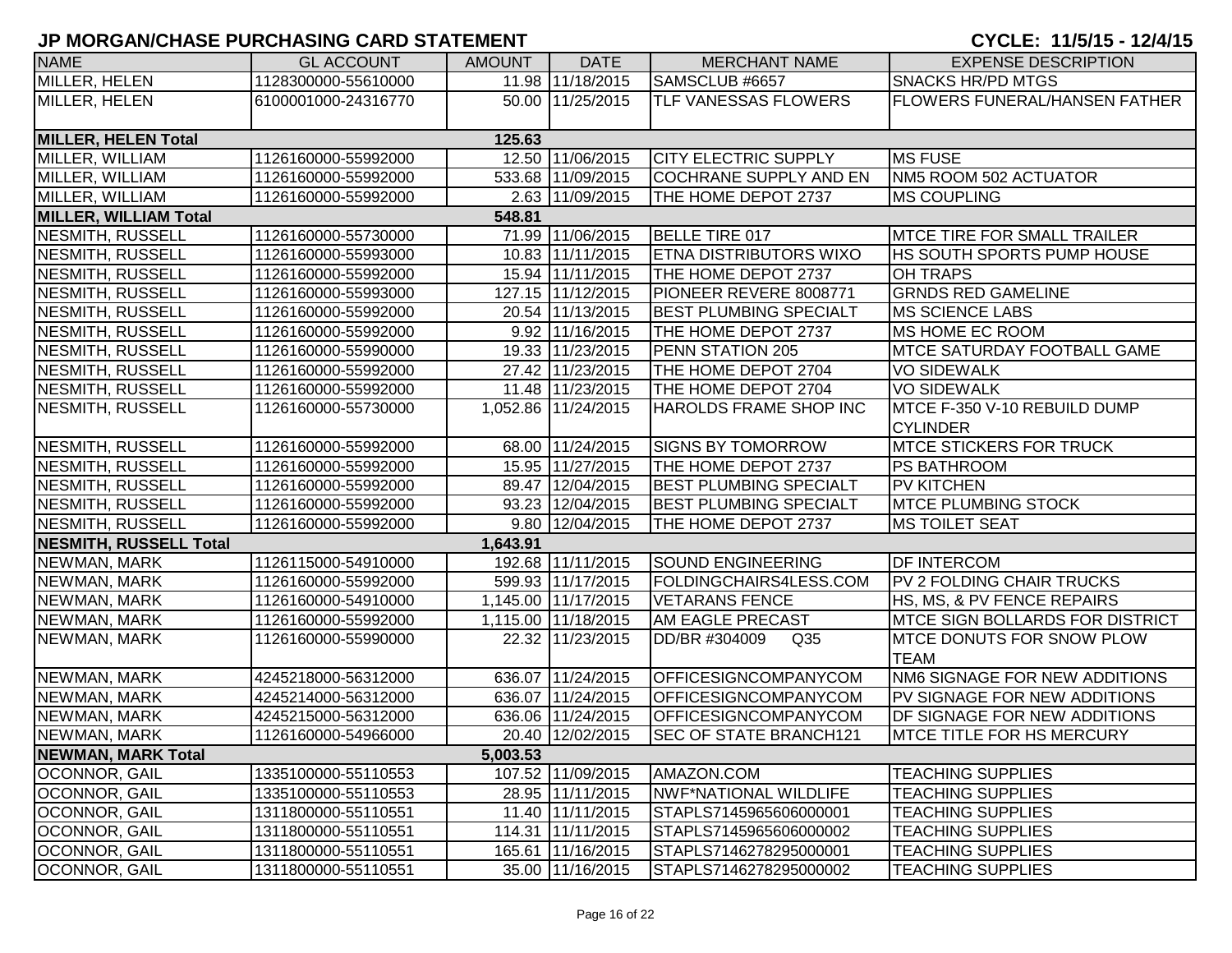## JP MORGAN/CHASE PURCHASING CARD STATEMENT

**CYCLE: 11/5/15 - 12/4/15**

| NAME | GL ACCOUNT | AMOUNT | DATE | MERCHANT NAME | EXPENSE DESCRIPTION |
|---|---|---|---|---|---|
| MILLER, HELEN | 1128300000-55610000 | 11.98 | 11/18/2015 | SAMSCLUB #6657 | SNACKS HR/PD MTGS |
| MILLER, HELEN | 6100001000-24316770 | 50.00 | 11/25/2015 | TLF VANESSAS FLOWERS | FLOWERS FUNERAL/HANSEN FATHER |
| **MILLER, HELEN Total** | | **125.63** | | | |
| MILLER, WILLIAM | 1126160000-55992000 | 12.50 | 11/06/2015 | CITY ELECTRIC SUPPLY | MS FUSE |
| MILLER, WILLIAM | 1126160000-55992000 | 533.68 | 11/09/2015 | COCHRANE SUPPLY AND EN | NM5 ROOM 502 ACTUATOR |
| MILLER, WILLIAM | 1126160000-55992000 | 2.63 | 11/09/2015 | THE HOME DEPOT 2737 | MS COUPLING |
| **MILLER, WILLIAM Total** | | **548.81** | | | |
| NESMITH, RUSSELL | 1126160000-55730000 | 71.99 | 11/06/2015 | BELLE TIRE 017 | MTCE TIRE FOR SMALL TRAILER |
| NESMITH, RUSSELL | 1126160000-55993000 | 10.83 | 11/11/2015 | ETNA DISTRIBUTORS WIXO | HS SOUTH SPORTS PUMP HOUSE |
| NESMITH, RUSSELL | 1126160000-55992000 | 15.94 | 11/11/2015 | THE HOME DEPOT 2737 | OH TRAPS |
| NESMITH, RUSSELL | 1126160000-55993000 | 127.15 | 11/12/2015 | PIONEER REVERE 8008771 | GRNDS RED GAMELINE |
| NESMITH, RUSSELL | 1126160000-55992000 | 20.54 | 11/13/2015 | BEST PLUMBING SPECIALT | MS SCIENCE LABS |
| NESMITH, RUSSELL | 1126160000-55992000 | 9.92 | 11/16/2015 | THE HOME DEPOT 2737 | MS HOME EC ROOM |
| NESMITH, RUSSELL | 1126160000-55990000 | 19.33 | 11/23/2015 | PENN STATION 205 | MTCE SATURDAY FOOTBALL GAME |
| NESMITH, RUSSELL | 1126160000-55992000 | 27.42 | 11/23/2015 | THE HOME DEPOT 2704 | VO SIDEWALK |
| NESMITH, RUSSELL | 1126160000-55992000 | 11.48 | 11/23/2015 | THE HOME DEPOT 2704 | VO SIDEWALK |
| NESMITH, RUSSELL | 1126160000-55730000 | 1,052.86 | 11/24/2015 | HAROLDS FRAME SHOP INC | MTCE F-350 V-10 REBUILD DUMP CYLINDER |
| NESMITH, RUSSELL | 1126160000-55992000 | 68.00 | 11/24/2015 | SIGNS BY TOMORROW | MTCE STICKERS FOR TRUCK |
| NESMITH, RUSSELL | 1126160000-55992000 | 15.95 | 11/27/2015 | THE HOME DEPOT 2737 | PS BATHROOM |
| NESMITH, RUSSELL | 1126160000-55992000 | 89.47 | 12/04/2015 | BEST PLUMBING SPECIALT | PV KITCHEN |
| NESMITH, RUSSELL | 1126160000-55992000 | 93.23 | 12/04/2015 | BEST PLUMBING SPECIALT | MTCE PLUMBING STOCK |
| NESMITH, RUSSELL | 1126160000-55992000 | 9.80 | 12/04/2015 | THE HOME DEPOT 2737 | MS TOILET SEAT |
| **NESMITH, RUSSELL Total** | | **1,643.91** | | | |
| NEWMAN, MARK | 1126115000-54910000 | 192.68 | 11/11/2015 | SOUND ENGINEERING | DF INTERCOM |
| NEWMAN, MARK | 1126160000-55992000 | 599.93 | 11/17/2015 | FOLDINGCHAIRS4LESS.COM | PV 2 FOLDING CHAIR TRUCKS |
| NEWMAN, MARK | 1126160000-54910000 | 1,145.00 | 11/17/2015 | VETARANS FENCE | HS, MS, & PV FENCE REPAIRS |
| NEWMAN, MARK | 1126160000-55992000 | 1,115.00 | 11/18/2015 | AM EAGLE PRECAST | MTCE SIGN BOLLARDS FOR DISTRICT |
| NEWMAN, MARK | 1126160000-55990000 | 22.32 | 11/23/2015 | DD/BR #304009 Q35 | MTCE DONUTS FOR SNOW PLOW TEAM |
| NEWMAN, MARK | 4245218000-56312000 | 636.07 | 11/24/2015 | OFFICESIGNCOMPANYCOM | NM6 SIGNAGE FOR NEW ADDITIONS |
| NEWMAN, MARK | 4245214000-56312000 | 636.07 | 11/24/2015 | OFFICESIGNCOMPANYCOM | PV SIGNAGE FOR NEW ADDITIONS |
| NEWMAN, MARK | 4245215000-56312000 | 636.06 | 11/24/2015 | OFFICESIGNCOMPANYCOM | DF SIGNAGE FOR NEW ADDITIONS |
| NEWMAN, MARK | 1126160000-54966000 | 20.40 | 12/02/2015 | SEC OF STATE BRANCH121 | MTCE TITLE FOR HS MERCURY |
| **NEWMAN, MARK Total** | | **5,003.53** | | | |
| OCONNOR, GAIL | 1335100000-55110553 | 107.52 | 11/09/2015 | AMAZON.COM | TEACHING SUPPLIES |
| OCONNOR, GAIL | 1335100000-55110553 | 28.95 | 11/11/2015 | NWF*NATIONAL WILDLIFE | TEACHING SUPPLIES |
| OCONNOR, GAIL | 1311800000-55110551 | 11.40 | 11/11/2015 | STAPLS7145965606000001 | TEACHING SUPPLIES |
| OCONNOR, GAIL | 1311800000-55110551 | 114.31 | 11/11/2015 | STAPLS7145965606000002 | TEACHING SUPPLIES |
| OCONNOR, GAIL | 1311800000-55110551 | 165.61 | 11/16/2015 | STAPLS7146278295000001 | TEACHING SUPPLIES |
| OCONNOR, GAIL | 1311800000-55110551 | 35.00 | 11/16/2015 | STAPLS7146278295000002 | TEACHING SUPPLIES |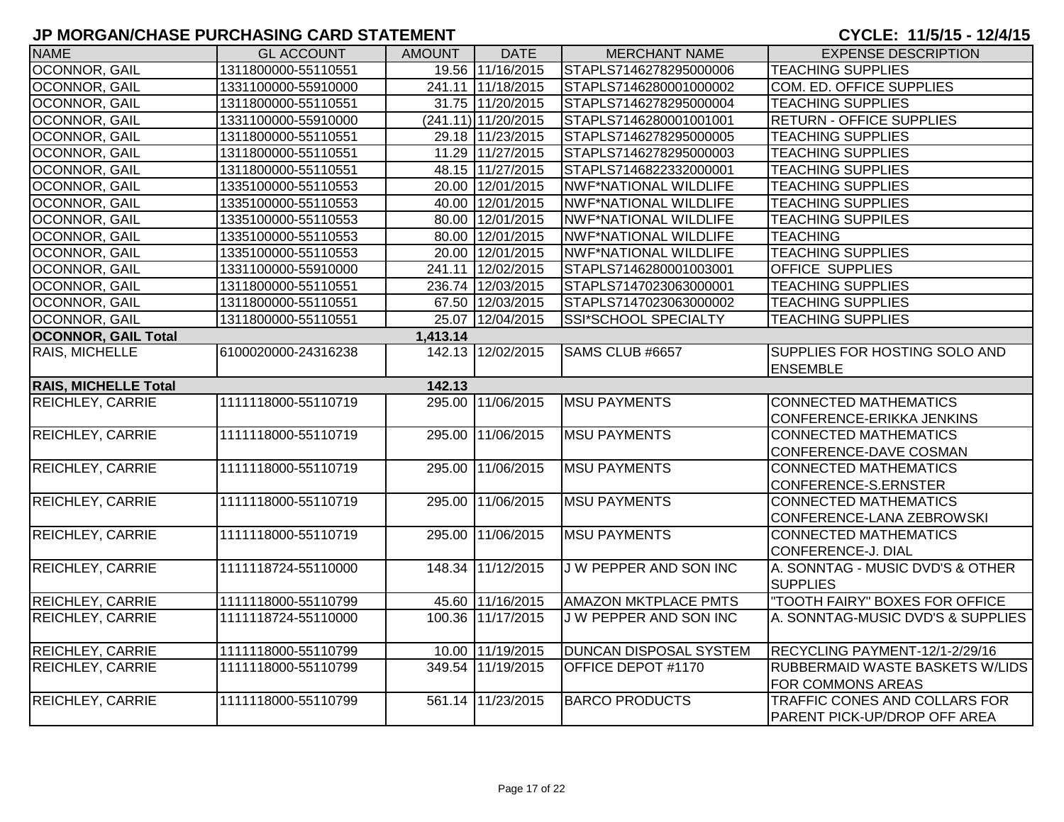# JP MORGAN/CHASE PURCHASING CARD STATEMENT

**CYCLE: 11/5/15 - 12/4/15**

| NAME | GL ACCOUNT | AMOUNT | DATE | MERCHANT NAME | EXPENSE DESCRIPTION |
|---|---|---|---|---|---|
| OCONNOR, GAIL | 1311800000-55110551 | 19.56 | 11/16/2015 | STAPLS7146278295000006 | TEACHING SUPPLIES |
| OCONNOR, GAIL | 1331100000-55910000 | 241.11 | 11/18/2015 | STAPLS7146280001000002 | COM. ED. OFFICE SUPPLIES |
| OCONNOR, GAIL | 1311800000-55110551 | 31.75 | 11/20/2015 | STAPLS7146278295000004 | TEACHING SUPPLIES |
| OCONNOR, GAIL | 1331100000-55910000 | (241.11) | 11/20/2015 | STAPLS7146280001001001 | RETURN - OFFICE SUPPLIES |
| OCONNOR, GAIL | 1311800000-55110551 | 29.18 | 11/23/2015 | STAPLS7146278295000005 | TEACHING SUPPLIES |
| OCONNOR, GAIL | 1311800000-55110551 | 11.29 | 11/27/2015 | STAPLS7146278295000003 | TEACHING SUPPLIES |
| OCONNOR, GAIL | 1311800000-55110551 | 48.15 | 11/27/2015 | STAPLS7146822332000001 | TEACHING SUPPLIES |
| OCONNOR, GAIL | 1335100000-55110553 | 20.00 | 12/01/2015 | NWF*NATIONAL WILDLIFE | TEACHING SUPPLIES |
| OCONNOR, GAIL | 1335100000-55110553 | 40.00 | 12/01/2015 | NWF*NATIONAL WILDLIFE | TEACHING SUPPLIES |
| OCONNOR, GAIL | 1335100000-55110553 | 80.00 | 12/01/2015 | NWF*NATIONAL WILDLIFE | TEACHING SUPPILES |
| OCONNOR, GAIL | 1335100000-55110553 | 80.00 | 12/01/2015 | NWF*NATIONAL WILDLIFE | TEACHING |
| OCONNOR, GAIL | 1335100000-55110553 | 20.00 | 12/01/2015 | NWF*NATIONAL WILDLIFE | TEACHING SUPPLIES |
| OCONNOR, GAIL | 1331100000-55910000 | 241.11 | 12/02/2015 | STAPLS7146280001003001 | OFFICE SUPPLIES |
| OCONNOR, GAIL | 1311800000-55110551 | 236.74 | 12/03/2015 | STAPLS7147023063000001 | TEACHING SUPPLIES |
| OCONNOR, GAIL | 1311800000-55110551 | 67.50 | 12/03/2015 | STAPLS7147023063000002 | TEACHING SUPPLIES |
| OCONNOR, GAIL | 1311800000-55110551 | 25.07 | 12/04/2015 | SSI*SCHOOL SPECIALTY | TEACHING SUPPLIES |
| **OCONNOR, GAIL Total** | | **1,413.14** | | | |
| RAIS, MICHELLE | 6100020000-24316238 | 142.13 | 12/02/2015 | SAMS CLUB #6657 | SUPPLIES FOR HOSTING SOLO AND ENSEMBLE |
| **RAIS, MICHELLE Total** | | **142.13** | | | |
| REICHLEY, CARRIE | 1111118000-55110719 | 295.00 | 11/06/2015 | MSU PAYMENTS | CONNECTED MATHEMATICS CONFERENCE-ERIKKA JENKINS |
| REICHLEY, CARRIE | 1111118000-55110719 | 295.00 | 11/06/2015 | MSU PAYMENTS | CONNECTED MATHEMATICS CONFERENCE-DAVE COSMAN |
| REICHLEY, CARRIE | 1111118000-55110719 | 295.00 | 11/06/2015 | MSU PAYMENTS | CONNECTED MATHEMATICS CONFERENCE-S.ERNSTER |
| REICHLEY, CARRIE | 1111118000-55110719 | 295.00 | 11/06/2015 | MSU PAYMENTS | CONNECTED MATHEMATICS CONFERENCE-LANA ZEBROWSKI |
| REICHLEY, CARRIE | 1111118000-55110719 | 295.00 | 11/06/2015 | MSU PAYMENTS | CONNECTED MATHEMATICS CONFERENCE-J. DIAL |
| REICHLEY, CARRIE | 1111118724-55110000 | 148.34 | 11/12/2015 | J W PEPPER AND SON INC | A. SONNTAG - MUSIC DVD'S & OTHER SUPPLIES |
| REICHLEY, CARRIE | 1111118000-55110799 | 45.60 | 11/16/2015 | AMAZON MKTPLACE PMTS | "TOOTH FAIRY" BOXES FOR OFFICE |
| REICHLEY, CARRIE | 1111118724-55110000 | 100.36 | 11/17/2015 | J W PEPPER AND SON INC | A. SONNTAG-MUSIC DVD'S & SUPPLIES |
| REICHLEY, CARRIE | 1111118000-55110799 | 10.00 | 11/19/2015 | DUNCAN DISPOSAL SYSTEM | RECYCLING PAYMENT-12/1-2/29/16 |
| REICHLEY, CARRIE | 1111118000-55110799 | 349.54 | 11/19/2015 | OFFICE DEPOT #1170 | RUBBERMAID WASTE BASKETS W/LIDS FOR COMMONS AREAS |
| REICHLEY, CARRIE | 1111118000-55110799 | 561.14 | 11/23/2015 | BARCO PRODUCTS | TRAFFIC CONES AND COLLARS FOR PARENT PICK-UP/DROP OFF AREA |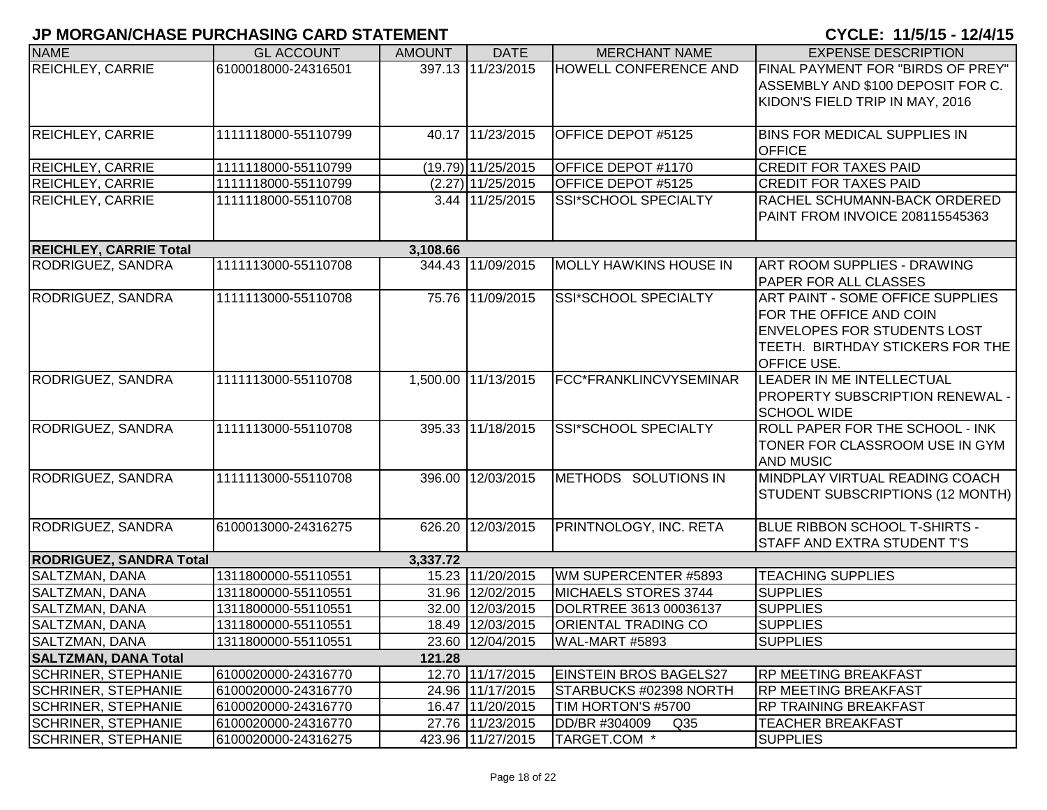## JP MORGAN/CHASE PURCHASING CARD STATEMENT

**CYCLE: 11/5/15 - 12/4/15**

| NAME | GL ACCOUNT | AMOUNT | DATE | MERCHANT NAME | EXPENSE DESCRIPTION |
|---|---|---|---|---|---|
| REICHLEY, CARRIE | 6100018000-24316501 | 397.13 | 11/23/2015 | HOWELL CONFERENCE AND | FINAL PAYMENT FOR "BIRDS OF PREY" ASSEMBLY AND $100 DEPOSIT FOR C. KIDON'S FIELD TRIP IN MAY, 2016 |
| REICHLEY, CARRIE | 1111118000-55110799 | 40.17 | 11/23/2015 | OFFICE DEPOT #5125 | BINS FOR MEDICAL SUPPLIES IN OFFICE |
| REICHLEY, CARRIE | 1111118000-55110799 | (19.79) | 11/25/2015 | OFFICE DEPOT #1170 | CREDIT FOR TAXES PAID |
| REICHLEY, CARRIE | 1111118000-55110799 | (2.27) | 11/25/2015 | OFFICE DEPOT #5125 | CREDIT FOR TAXES PAID |
| REICHLEY, CARRIE | 1111118000-55110708 | 3.44 | 11/25/2015 | SSI*SCHOOL SPECIALTY | RACHEL SCHUMANN-BACK ORDERED PAINT FROM INVOICE 208115545363 |
| **REICHLEY, CARRIE Total** | | **3,108.66** | | | |
| RODRIGUEZ, SANDRA | 1111113000-55110708 | 344.43 | 11/09/2015 | MOLLY HAWKINS HOUSE IN | ART ROOM SUPPLIES - DRAWING PAPER FOR ALL CLASSES |
| RODRIGUEZ, SANDRA | 1111113000-55110708 | 75.76 | 11/09/2015 | SSI*SCHOOL SPECIALTY | ART PAINT - SOME OFFICE SUPPLIES FOR THE OFFICE AND COIN ENVELOPES FOR STUDENTS LOST TEETH. BIRTHDAY STICKERS FOR THE OFFICE USE. |
| RODRIGUEZ, SANDRA | 1111113000-55110708 | 1,500.00 | 11/13/2015 | FCC*FRANKLINCVYSEMINAR | LEADER IN ME INTELLECTUAL PROPERTY SUBSCRIPTION RENEWAL - SCHOOL WIDE |
| RODRIGUEZ, SANDRA | 1111113000-55110708 | 395.33 | 11/18/2015 | SSI*SCHOOL SPECIALTY | ROLL PAPER FOR THE SCHOOL - INK TONER FOR CLASSROOM USE IN GYM AND MUSIC |
| RODRIGUEZ, SANDRA | 1111113000-55110708 | 396.00 | 12/03/2015 | METHODS SOLUTIONS IN | MINDPLAY VIRTUAL READING COACH STUDENT SUBSCRIPTIONS (12 MONTH) |
| RODRIGUEZ, SANDRA | 6100013000-24316275 | 626.20 | 12/03/2015 | PRINTNOLOGY, INC. RETA | BLUE RIBBON SCHOOL T-SHIRTS - STAFF AND EXTRA STUDENT T'S |
| **RODRIGUEZ, SANDRA Total** | | **3,337.72** | | | |
| SALTZMAN, DANA | 1311800000-55110551 | 15.23 | 11/20/2015 | WM SUPERCENTER #5893 | TEACHING SUPPLIES |
| SALTZMAN, DANA | 1311800000-55110551 | 31.96 | 12/02/2015 | MICHAELS STORES 3744 | SUPPLIES |
| SALTZMAN, DANA | 1311800000-55110551 | 32.00 | 12/03/2015 | DOLRTREE 3613 00036137 | SUPPLIES |
| SALTZMAN, DANA | 1311800000-55110551 | 18.49 | 12/03/2015 | ORIENTAL TRADING CO | SUPPLIES |
| SALTZMAN, DANA | 1311800000-55110551 | 23.60 | 12/04/2015 | WAL-MART #5893 | SUPPLIES |
| **SALTZMAN, DANA Total** | | **121.28** | | | |
| SCHRINER, STEPHANIE | 6100020000-24316770 | 12.70 | 11/17/2015 | EINSTEIN BROS BAGELS27 | RP MEETING BREAKFAST |
| SCHRINER, STEPHANIE | 6100020000-24316770 | 24.96 | 11/17/2015 | STARBUCKS #02398 NORTH | RP MEETING BREAKFAST |
| SCHRINER, STEPHANIE | 6100020000-24316770 | 16.47 | 11/20/2015 | TIM HORTON'S #5700 | RP TRAINING BREAKFAST |
| SCHRINER, STEPHANIE | 6100020000-24316770 | 27.76 | 11/23/2015 | DD/BR #304009 Q35 | TEACHER BREAKFAST |
| SCHRINER, STEPHANIE | 6100020000-24316275 | 423.96 | 11/27/2015 | TARGET.COM * | SUPPLIES |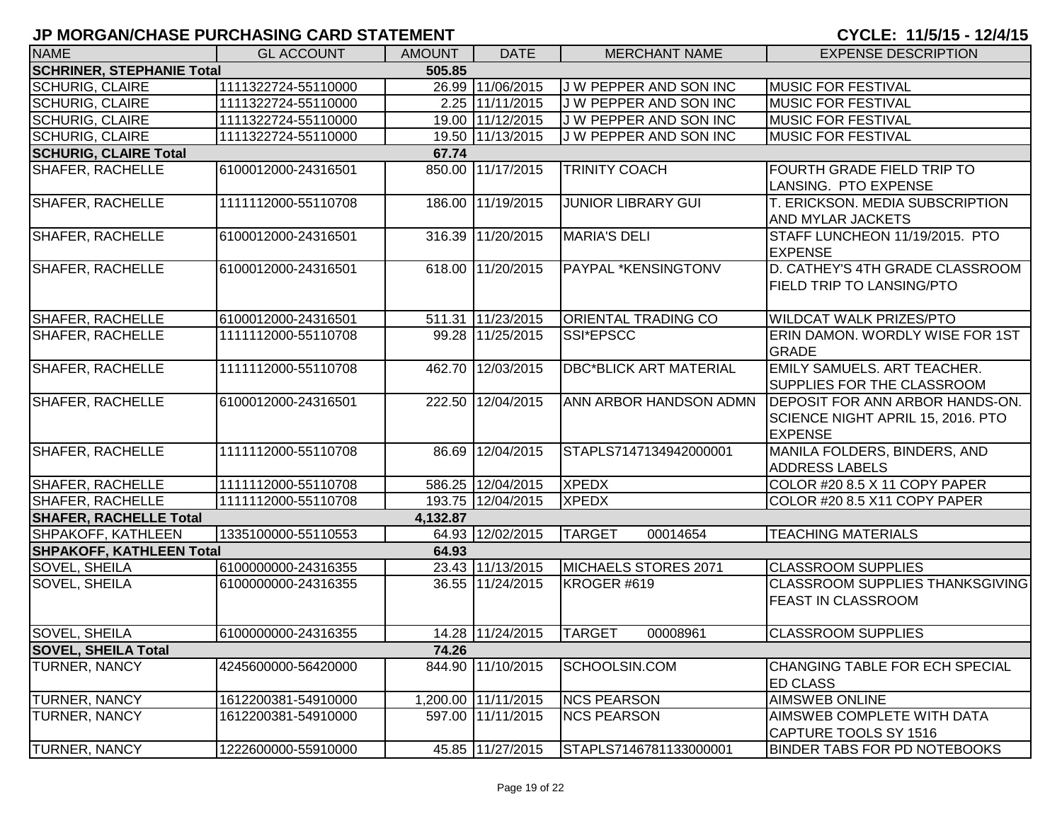# JP MORGAN/CHASE PURCHASING CARD STATEMENT

**CYCLE: 11/5/15 - 12/4/15**

| NAME | GL ACCOUNT | AMOUNT | DATE | MERCHANT NAME | EXPENSE DESCRIPTION |
|---|---|---|---|---|---|
| **SCHRINER, STEPHANIE Total** | | **505.85** | | | |
| SCHURIG, CLAIRE | 1111322724-55110000 | 26.99 | 11/06/2015 | J W PEPPER AND SON INC | MUSIC FOR FESTIVAL |
| SCHURIG, CLAIRE | 1111322724-55110000 | 2.25 | 11/11/2015 | J W PEPPER AND SON INC | MUSIC FOR FESTIVAL |
| SCHURIG, CLAIRE | 1111322724-55110000 | 19.00 | 11/12/2015 | J W PEPPER AND SON INC | MUSIC FOR FESTIVAL |
| SCHURIG, CLAIRE | 1111322724-55110000 | 19.50 | 11/13/2015 | J W PEPPER AND SON INC | MUSIC FOR FESTIVAL |
| **SCHURIG, CLAIRE Total** | | **67.74** | | | |
| SHAFER, RACHELLE | 6100012000-24316501 | 850.00 | 11/17/2015 | TRINITY COACH | FOURTH GRADE FIELD TRIP TO LANSING. PTO EXPENSE |
| SHAFER, RACHELLE | 1111112000-55110708 | 186.00 | 11/19/2015 | JUNIOR LIBRARY GUI | T. ERICKSON. MEDIA SUBSCRIPTION AND MYLAR JACKETS |
| SHAFER, RACHELLE | 6100012000-24316501 | 316.39 | 11/20/2015 | MARIA'S DELI | STAFF LUNCHEON 11/19/2015. PTO EXPENSE |
| SHAFER, RACHELLE | 6100012000-24316501 | 618.00 | 11/20/2015 | PAYPAL *KENSINGTONV | D. CATHEY'S 4TH GRADE CLASSROOM FIELD TRIP TO LANSING/PTO |
| SHAFER, RACHELLE | 6100012000-24316501 | 511.31 | 11/23/2015 | ORIENTAL TRADING CO | WILDCAT WALK PRIZES/PTO |
| SHAFER, RACHELLE | 1111112000-55110708 | 99.28 | 11/25/2015 | SSI*EPSCC | ERIN DAMON. WORDLY WISE FOR 1ST GRADE |
| SHAFER, RACHELLE | 1111112000-55110708 | 462.70 | 12/03/2015 | DBC*BLICK ART MATERIAL | EMILY SAMUELS. ART TEACHER. SUPPLIES FOR THE CLASSROOM |
| SHAFER, RACHELLE | 6100012000-24316501 | 222.50 | 12/04/2015 | ANN ARBOR HANDSON ADMN | DEPOSIT FOR ANN ARBOR HANDS-ON. SCIENCE NIGHT APRIL 15, 2016. PTO EXPENSE |
| SHAFER, RACHELLE | 1111112000-55110708 | 86.69 | 12/04/2015 | STAPLS7147134942000001 | MANILA FOLDERS, BINDERS, AND ADDRESS LABELS |
| SHAFER, RACHELLE | 1111112000-55110708 | 586.25 | 12/04/2015 | XPEDX | COLOR #20 8.5 X 11 COPY PAPER |
| SHAFER, RACHELLE | 1111112000-55110708 | 193.75 | 12/04/2015 | XPEDX | COLOR #20 8.5 X11 COPY PAPER |
| **SHAFER, RACHELLE Total** | | **4,132.87** | | | |
| SHPAKOFF, KATHLEEN | 1335100000-55110553 | 64.93 | 12/02/2015 | TARGET 00014654 | TEACHING MATERIALS |
| **SHPAKOFF, KATHLEEN Total** | | **64.93** | | | |
| SOVEL, SHEILA | 6100000000-24316355 | 23.43 | 11/13/2015 | MICHAELS STORES 2071 | CLASSROOM SUPPLIES |
| SOVEL, SHEILA | 6100000000-24316355 | 36.55 | 11/24/2015 | KROGER #619 | CLASSROOM SUPPLIES THANKSGIVING FEAST IN CLASSROOM |
| SOVEL, SHEILA | 6100000000-24316355 | 14.28 | 11/24/2015 | TARGET 00008961 | CLASSROOM SUPPLIES |
| **SOVEL, SHEILA Total** | | **74.26** | | | |
| TURNER, NANCY | 4245600000-56420000 | 844.90 | 11/10/2015 | SCHOOLSIN.COM | CHANGING TABLE FOR ECH SPECIAL ED CLASS |
| TURNER, NANCY | 1612200381-54910000 | 1,200.00 | 11/11/2015 | NCS PEARSON | AIMSWEB ONLINE |
| TURNER, NANCY | 1612200381-54910000 | 597.00 | 11/11/2015 | NCS PEARSON | AIMSWEB COMPLETE WITH DATA CAPTURE TOOLS SY 1516 |
| TURNER, NANCY | 1222600000-55910000 | 45.85 | 11/27/2015 | STAPLS7146781133000001 | BINDER TABS FOR PD NOTEBOOKS |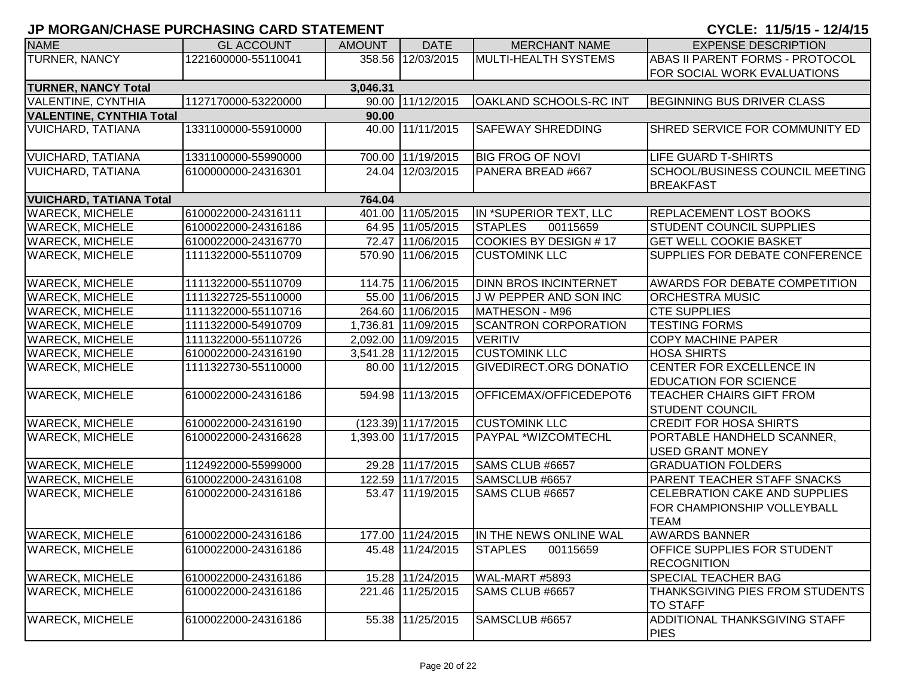## JP MORGAN/CHASE PURCHASING CARD STATEMENT

**CYCLE: 11/5/15 - 12/4/15**

| NAME | GL ACCOUNT | AMOUNT | DATE | MERCHANT NAME | EXPENSE DESCRIPTION |
|---|---|---|---|---|---|
| TURNER, NANCY | 1221600000-55110041 | 358.56 | 12/03/2015 | MULTI-HEALTH SYSTEMS | ABAS II PARENT FORMS - PROTOCOL FOR SOCIAL WORK EVALUATIONS |
| **TURNER, NANCY Total** | | **3,046.31** | | | |
| VALENTINE, CYNTHIA | 1127170000-53220000 | 90.00 | 11/12/2015 | OAKLAND SCHOOLS-RC INT | BEGINNING BUS DRIVER CLASS |
| **VALENTINE, CYNTHIA Total** | | **90.00** | | | |
| VUICHARD, TATIANA | 1331100000-55910000 | 40.00 | 11/11/2015 | SAFEWAY SHREDDING | SHRED SERVICE FOR COMMUNITY ED |
| VUICHARD, TATIANA | 1331100000-55990000 | 700.00 | 11/19/2015 | BIG FROG OF NOVI | LIFE GUARD T-SHIRTS |
| VUICHARD, TATIANA | 6100000000-24316301 | 24.04 | 12/03/2015 | PANERA BREAD #667 | SCHOOL/BUSINESS COUNCIL MEETING BREAKFAST |
| **VUICHARD, TATIANA Total** | | **764.04** | | | |
| WARECK, MICHELE | 6100022000-24316111 | 401.00 | 11/05/2015 | IN *SUPERIOR TEXT, LLC | REPLACEMENT LOST BOOKS |
| WARECK, MICHELE | 6100022000-24316186 | 64.95 | 11/05/2015 | STAPLES 00115659 | STUDENT COUNCIL SUPPLIES |
| WARECK, MICHELE | 6100022000-24316770 | 72.47 | 11/06/2015 | COOKIES BY DESIGN # 17 | GET WELL COOKIE BASKET |
| WARECK, MICHELE | 1111322000-55110709 | 570.90 | 11/06/2015 | CUSTOMINK LLC | SUPPLIES FOR DEBATE CONFERENCE |
| WARECK, MICHELE | 1111322000-55110709 | 114.75 | 11/06/2015 | DINN BROS INCINTERNET | AWARDS FOR DEBATE COMPETITION |
| WARECK, MICHELE | 1111322725-55110000 | 55.00 | 11/06/2015 | J W PEPPER AND SON INC | ORCHESTRA MUSIC |
| WARECK, MICHELE | 1111322000-55110716 | 264.60 | 11/06/2015 | MATHESON - M96 | CTE SUPPLIES |
| WARECK, MICHELE | 1111322000-54910709 | 1,736.81 | 11/09/2015 | SCANTRON CORPORATION | TESTING FORMS |
| WARECK, MICHELE | 1111322000-55110726 | 2,092.00 | 11/09/2015 | VERITIV | COPY MACHINE PAPER |
| WARECK, MICHELE | 6100022000-24316190 | 3,541.28 | 11/12/2015 | CUSTOMINK LLC | HOSA SHIRTS |
| WARECK, MICHELE | 1111322730-55110000 | 80.00 | 11/12/2015 | GIVEDIRECT.ORG DONATIO | CENTER FOR EXCELLENCE IN EDUCATION FOR SCIENCE |
| WARECK, MICHELE | 6100022000-24316186 | 594.98 | 11/13/2015 | OFFICEMAX/OFFICEDEPOT6 | TEACHER CHAIRS GIFT FROM STUDENT COUNCIL |
| WARECK, MICHELE | 6100022000-24316190 | (123.39) | 11/17/2015 | CUSTOMINK LLC | CREDIT FOR HOSA SHIRTS |
| WARECK, MICHELE | 6100022000-24316628 | 1,393.00 | 11/17/2015 | PAYPAL *WIZCOMTECHL | PORTABLE HANDHELD SCANNER, USED GRANT MONEY |
| WARECK, MICHELE | 1124922000-55999000 | 29.28 | 11/17/2015 | SAMS CLUB #6657 | GRADUATION FOLDERS |
| WARECK, MICHELE | 6100022000-24316108 | 122.59 | 11/17/2015 | SAMSCLUB #6657 | PARENT TEACHER STAFF SNACKS |
| WARECK, MICHELE | 6100022000-24316186 | 53.47 | 11/19/2015 | SAMS CLUB #6657 | CELEBRATION CAKE AND SUPPLIES FOR CHAMPIONSHIP VOLLEYBALL TEAM |
| WARECK, MICHELE | 6100022000-24316186 | 177.00 | 11/24/2015 | IN THE NEWS ONLINE WAL | AWARDS BANNER |
| WARECK, MICHELE | 6100022000-24316186 | 45.48 | 11/24/2015 | STAPLES 00115659 | OFFICE SUPPLIES FOR STUDENT RECOGNITION |
| WARECK, MICHELE | 6100022000-24316186 | 15.28 | 11/24/2015 | WAL-MART #5893 | SPECIAL TEACHER BAG |
| WARECK, MICHELE | 6100022000-24316186 | 221.46 | 11/25/2015 | SAMS CLUB #6657 | THANKSGIVING PIES FROM STUDENTS TO STAFF |
| WARECK, MICHELE | 6100022000-24316186 | 55.38 | 11/25/2015 | SAMSCLUB #6657 | ADDITIONAL THANKSGIVING STAFF PIES |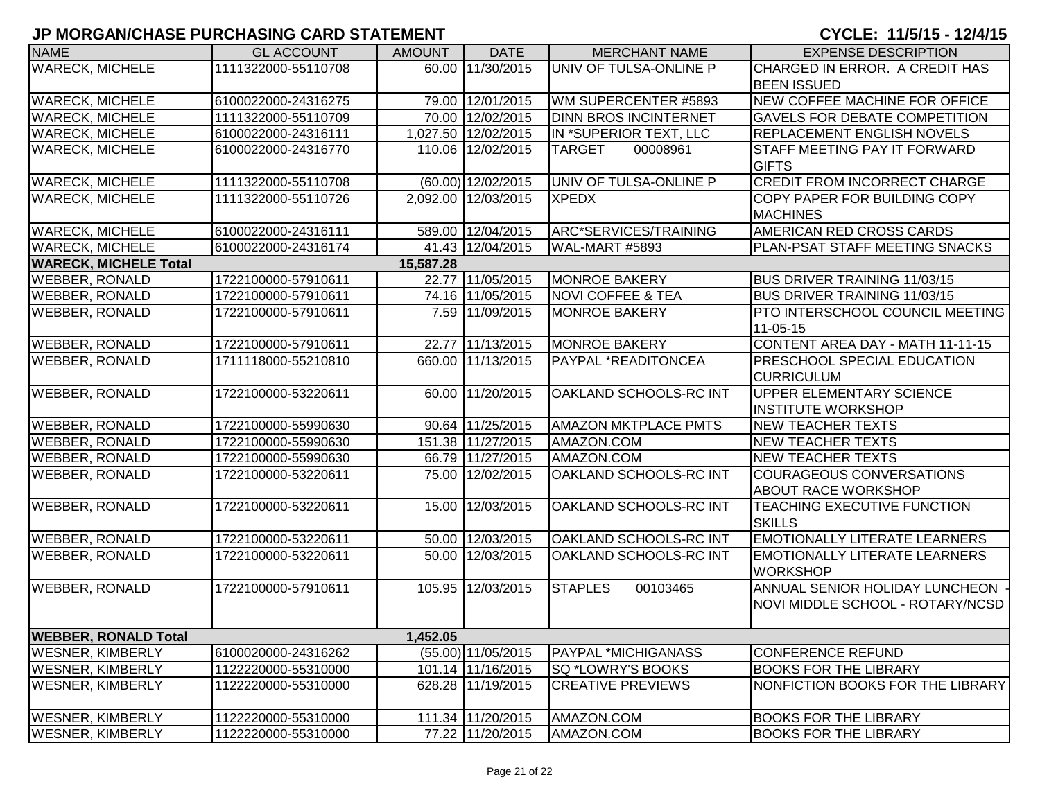# JP MORGAN/CHASE PURCHASING CARD STATEMENT

**CYCLE: 11/5/15 - 12/4/15**

| NAME | GL ACCOUNT | AMOUNT | DATE | MERCHANT NAME | EXPENSE DESCRIPTION |
|---|---|---|---|---|---|
| WARECK, MICHELE | 1111322000-55110708 | 60.00 | 11/30/2015 | UNIV OF TULSA-ONLINE P | CHARGED IN ERROR. A CREDIT HAS BEEN ISSUED |
| WARECK, MICHELE | 6100022000-24316275 | 79.00 | 12/01/2015 | WM SUPERCENTER #5893 | NEW COFFEE MACHINE FOR OFFICE |
| WARECK, MICHELE | 1111322000-55110709 | 70.00 | 12/02/2015 | DINN BROS INCINTERNET | GAVELS FOR DEBATE COMPETITION |
| WARECK, MICHELE | 6100022000-24316111 | 1,027.50 | 12/02/2015 | IN *SUPERIOR TEXT, LLC | REPLACEMENT ENGLISH NOVELS |
| WARECK, MICHELE | 6100022000-24316770 | 110.06 | 12/02/2015 | TARGET 00008961 | STAFF MEETING PAY IT FORWARD GIFTS |
| WARECK, MICHELE | 1111322000-55110708 | (60.00) | 12/02/2015 | UNIV OF TULSA-ONLINE P | CREDIT FROM INCORRECT CHARGE |
| WARECK, MICHELE | 1111322000-55110726 | 2,092.00 | 12/03/2015 | XPEDX | COPY PAPER FOR BUILDING COPY MACHINES |
| WARECK, MICHELE | 6100022000-24316111 | 589.00 | 12/04/2015 | ARC*SERVICES/TRAINING | AMERICAN RED CROSS CARDS |
| WARECK, MICHELE | 6100022000-24316174 | 41.43 | 12/04/2015 | WAL-MART #5893 | PLAN-PSAT STAFF MEETING SNACKS |
| **WARECK, MICHELE Total** | | **15,587.28** | | | |
| WEBBER, RONALD | 1722100000-57910611 | 22.77 | 11/05/2015 | MONROE BAKERY | BUS DRIVER TRAINING 11/03/15 |
| WEBBER, RONALD | 1722100000-57910611 | 74.16 | 11/05/2015 | NOVI COFFEE & TEA | BUS DRIVER TRAINING 11/03/15 |
| WEBBER, RONALD | 1722100000-57910611 | 7.59 | 11/09/2015 | MONROE BAKERY | PTO INTERSCHOOL COUNCIL MEETING 11-05-15 |
| WEBBER, RONALD | 1722100000-57910611 | 22.77 | 11/13/2015 | MONROE BAKERY | CONTENT AREA DAY - MATH 11-11-15 |
| WEBBER, RONALD | 1711118000-55210810 | 660.00 | 11/13/2015 | PAYPAL *READITONCEA | PRESCHOOL SPECIAL EDUCATION CURRICULUM |
| WEBBER, RONALD | 1722100000-53220611 | 60.00 | 11/20/2015 | OAKLAND SCHOOLS-RC INT | UPPER ELEMENTARY SCIENCE INSTITUTE WORKSHOP |
| WEBBER, RONALD | 1722100000-55990630 | 90.64 | 11/25/2015 | AMAZON MKTPLACE PMTS | NEW TEACHER TEXTS |
| WEBBER, RONALD | 1722100000-55990630 | 151.38 | 11/27/2015 | AMAZON.COM | NEW TEACHER TEXTS |
| WEBBER, RONALD | 1722100000-55990630 | 66.79 | 11/27/2015 | AMAZON.COM | NEW TEACHER TEXTS |
| WEBBER, RONALD | 1722100000-53220611 | 75.00 | 12/02/2015 | OAKLAND SCHOOLS-RC INT | COURAGEOUS CONVERSATIONS ABOUT RACE WORKSHOP |
| WEBBER, RONALD | 1722100000-53220611 | 15.00 | 12/03/2015 | OAKLAND SCHOOLS-RC INT | TEACHING EXECUTIVE FUNCTION SKILLS |
| WEBBER, RONALD | 1722100000-53220611 | 50.00 | 12/03/2015 | OAKLAND SCHOOLS-RC INT | EMOTIONALLY LITERATE LEARNERS |
| WEBBER, RONALD | 1722100000-53220611 | 50.00 | 12/03/2015 | OAKLAND SCHOOLS-RC INT | EMOTIONALLY LITERATE LEARNERS WORKSHOP |
| WEBBER, RONALD | 1722100000-57910611 | 105.95 | 12/03/2015 | STAPLES 00103465 | ANNUAL SENIOR HOLIDAY LUNCHEON - NOVI MIDDLE SCHOOL - ROTARY/NCSD |
| **WEBBER, RONALD Total** | | **1,452.05** | | | |
| WESNER, KIMBERLY | 6100020000-24316262 | (55.00) | 11/05/2015 | PAYPAL *MICHIGANASS | CONFERENCE REFUND |
| WESNER, KIMBERLY | 1122220000-55310000 | 101.14 | 11/16/2015 | SQ *LOWRY'S BOOKS | BOOKS FOR THE LIBRARY |
| WESNER, KIMBERLY | 1122220000-55310000 | 628.28 | 11/19/2015 | CREATIVE PREVIEWS | NONFICTION BOOKS FOR THE LIBRARY |
| WESNER, KIMBERLY | 1122220000-55310000 | 111.34 | 11/20/2015 | AMAZON.COM | BOOKS FOR THE LIBRARY |
| WESNER, KIMBERLY | 1122220000-55310000 | 77.22 | 11/20/2015 | AMAZON.COM | BOOKS FOR THE LIBRARY |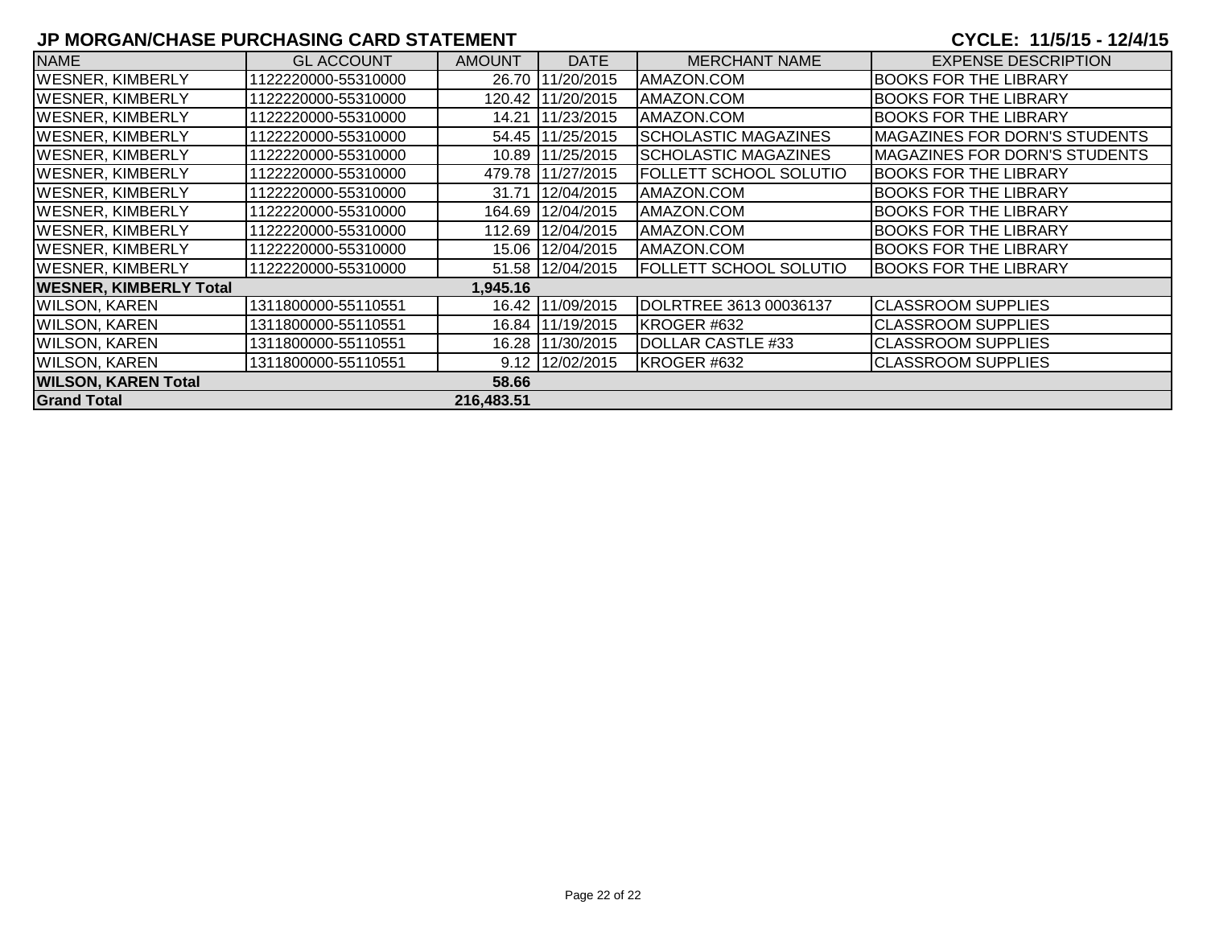## JP MORGAN/CHASE PURCHASING CARD STATEMENT

**CYCLE: 11/5/15 - 12/4/15**

| NAME | GL ACCOUNT | AMOUNT | DATE | MERCHANT NAME | EXPENSE DESCRIPTION |
|---|---|---|---|---|---|
| WESNER, KIMBERLY | 1122220000-55310000 | 26.70 | 11/20/2015 | AMAZON.COM | BOOKS FOR THE LIBRARY |
| WESNER, KIMBERLY | 1122220000-55310000 | 120.42 | 11/20/2015 | AMAZON.COM | BOOKS FOR THE LIBRARY |
| WESNER, KIMBERLY | 1122220000-55310000 | 14.21 | 11/23/2015 | AMAZON.COM | BOOKS FOR THE LIBRARY |
| WESNER, KIMBERLY | 1122220000-55310000 | 54.45 | 11/25/2015 | SCHOLASTIC MAGAZINES | MAGAZINES FOR DORN'S STUDENTS |
| WESNER, KIMBERLY | 1122220000-55310000 | 10.89 | 11/25/2015 | SCHOLASTIC MAGAZINES | MAGAZINES FOR DORN'S STUDENTS |
| WESNER, KIMBERLY | 1122220000-55310000 | 479.78 | 11/27/2015 | FOLLETT SCHOOL SOLUTIO | BOOKS FOR THE LIBRARY |
| WESNER, KIMBERLY | 1122220000-55310000 | 31.71 | 12/04/2015 | AMAZON.COM | BOOKS FOR THE LIBRARY |
| WESNER, KIMBERLY | 1122220000-55310000 | 164.69 | 12/04/2015 | AMAZON.COM | BOOKS FOR THE LIBRARY |
| WESNER, KIMBERLY | 1122220000-55310000 | 112.69 | 12/04/2015 | AMAZON.COM | BOOKS FOR THE LIBRARY |
| WESNER, KIMBERLY | 1122220000-55310000 | 15.06 | 12/04/2015 | AMAZON.COM | BOOKS FOR THE LIBRARY |
| WESNER, KIMBERLY | 1122220000-55310000 | 51.58 | 12/04/2015 | FOLLETT SCHOOL SOLUTIO | BOOKS FOR THE LIBRARY |
| **WESNER, KIMBERLY Total** | | **1,945.16** | | | |
| WILSON, KAREN | 1311800000-55110551 | 16.42 | 11/09/2015 | DOLRTREE 3613 00036137 | CLASSROOM SUPPLIES |
| WILSON, KAREN | 1311800000-55110551 | 16.84 | 11/19/2015 | KROGER #632 | CLASSROOM SUPPLIES |
| WILSON, KAREN | 1311800000-55110551 | 16.28 | 11/30/2015 | DOLLAR CASTLE #33 | CLASSROOM SUPPLIES |
| WILSON, KAREN | 1311800000-55110551 | 9.12 | 12/02/2015 | KROGER #632 | CLASSROOM SUPPLIES |
| **WILSON, KAREN Total** | | **58.66** | | | |
| **Grand Total** | | **216,483.51** | | | |